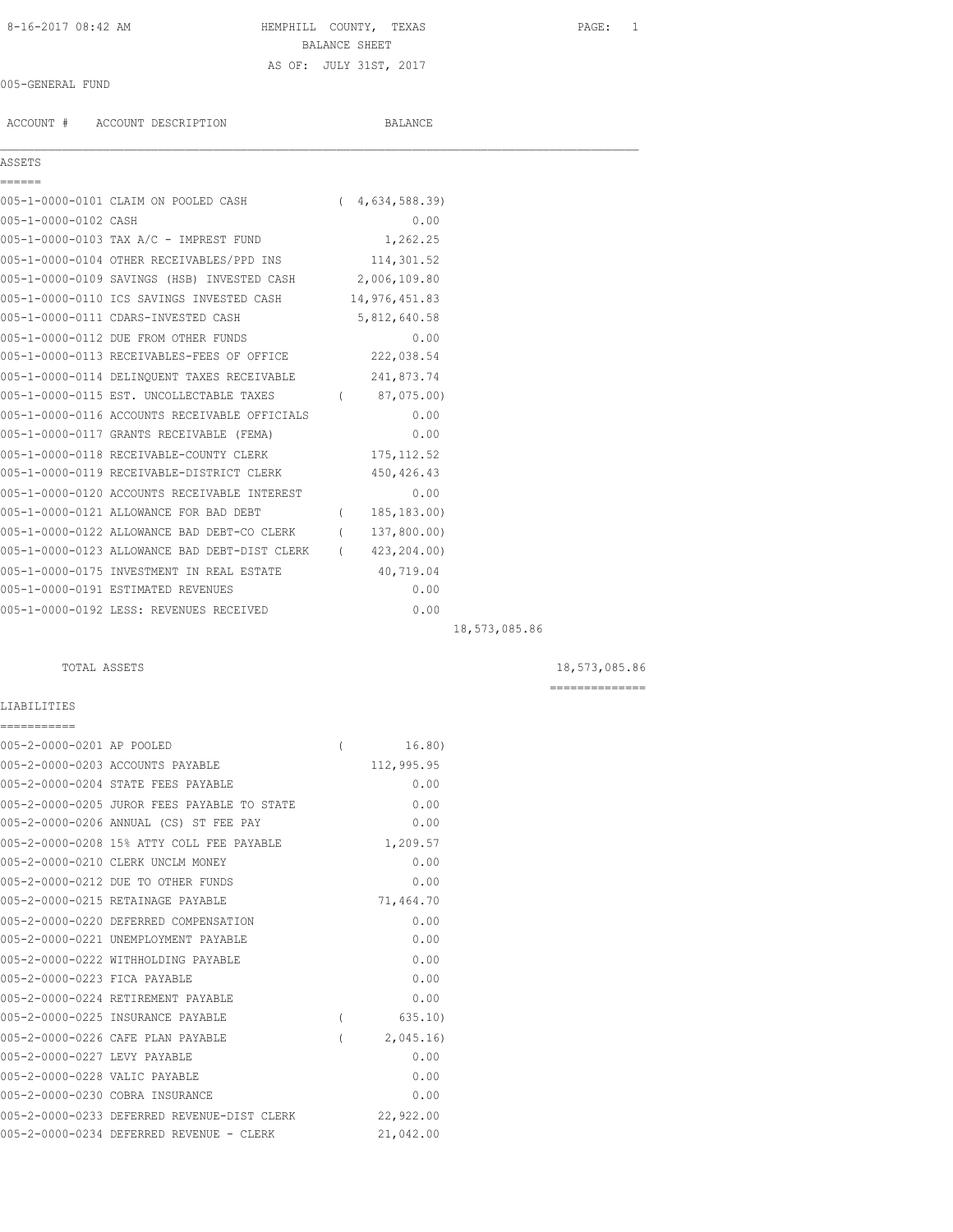8-16-2017 08:42 AM HEMPHILL COUNTY, TEXAS

BALANCE SHEET

AS OF: JULY 31ST, 2017

005-GENERAL FUND

| ACCOUNT # | ACCOUNT DESCRIPTION | BALANCE | | |
|---|---|---|---|---|
| **ASSETS** | | | | |
| 005-1-0000-0101 | CLAIM ON POOLED CASH | ( 4,634,588.39) | | |
| 005-1-0000-0102 | CASH | 0.00 | | |
| 005-1-0000-0103 | TAX A/C - IMPREST FUND | 1,262.25 | | |
| 005-1-0000-0104 | OTHER RECEIVABLES/PPD INS | 114,301.52 | | |
| 005-1-0000-0109 | SAVINGS (HSB) INVESTED CASH | 2,006,109.80 | | |
| 005-1-0000-0110 | ICS SAVINGS INVESTED CASH | 14,976,451.83 | | |
| 005-1-0000-0111 | CDARS-INVESTED CASH | 5,812,640.58 | | |
| 005-1-0000-0112 | DUE FROM OTHER FUNDS | 0.00 | | |
| 005-1-0000-0113 | RECEIVABLES-FEES OF OFFICE | 222,038.54 | | |
| 005-1-0000-0114 | DELINQUENT TAXES RECEIVABLE | 241,873.74 | | |
| 005-1-0000-0115 | EST. UNCOLLECTABLE TAXES | ( 87,075.00) | | |
| 005-1-0000-0116 | ACCOUNTS RECEIVABLE OFFICIALS | 0.00 | | |
| 005-1-0000-0117 | GRANTS RECEIVABLE (FEMA) | 0.00 | | |
| 005-1-0000-0118 | RECEIVABLE-COUNTY CLERK | 175,112.52 | | |
| 005-1-0000-0119 | RECEIVABLE-DISTRICT CLERK | 450,426.43 | | |
| 005-1-0000-0120 | ACCOUNTS RECEIVABLE INTEREST | 0.00 | | |
| 005-1-0000-0121 | ALLOWANCE FOR BAD DEBT | ( 185,183.00) | | |
| 005-1-0000-0122 | ALLOWANCE BAD DEBT-CO CLERK | ( 137,800.00) | | |
| 005-1-0000-0123 | ALLOWANCE BAD DEBT-DIST CLERK | ( 423,204.00) | | |
| 005-1-0000-0175 | INVESTMENT IN REAL ESTATE | 40,719.04 | | |
| 005-1-0000-0191 | ESTIMATED REVENUES | 0.00 | | |
| 005-1-0000-0192 | LESS: REVENUES RECEIVED | 0.00 | | |
| | | | 18,573,085.86 | |
| | TOTAL ASSETS | | | 18,573,085.86 |
| **LIABILITIES** | | | | |
| 005-2-0000-0201 | AP POOLED | ( 16.80) | | |
| 005-2-0000-0203 | ACCOUNTS PAYABLE | 112,995.95 | | |
| 005-2-0000-0204 | STATE FEES PAYABLE | 0.00 | | |
| 005-2-0000-0205 | JUROR FEES PAYABLE TO STATE | 0.00 | | |
| 005-2-0000-0206 | ANNUAL (CS) ST FEE PAY | 0.00 | | |
| 005-2-0000-0208 | 15% ATTY COLL FEE PAYABLE | 1,209.57 | | |
| 005-2-0000-0210 | CLERK UNCLM MONEY | 0.00 | | |
| 005-2-0000-0212 | DUE TO OTHER FUNDS | 0.00 | | |
| 005-2-0000-0215 | RETAINAGE PAYABLE | 71,464.70 | | |
| 005-2-0000-0220 | DEFERRED COMPENSATION | 0.00 | | |
| 005-2-0000-0221 | UNEMPLOYMENT PAYABLE | 0.00 | | |
| 005-2-0000-0222 | WITHHOLDING PAYABLE | 0.00 | | |
| 005-2-0000-0223 | FICA PAYABLE | 0.00 | | |
| 005-2-0000-0224 | RETIREMENT PAYABLE | 0.00 | | |
| 005-2-0000-0225 | INSURANCE PAYABLE | ( 635.10) | | |
| 005-2-0000-0226 | CAFE PLAN PAYABLE | ( 2,045.16) | | |
| 005-2-0000-0227 | LEVY PAYABLE | 0.00 | | |
| 005-2-0000-0228 | VALIC PAYABLE | 0.00 | | |
| 005-2-0000-0230 | COBRA INSURANCE | 0.00 | | |
| 005-2-0000-0233 | DEFERRED REVENUE-DIST CLERK | 22,922.00 | | |
| 005-2-0000-0234 | DEFERRED REVENUE - CLERK | 21,042.00 | | |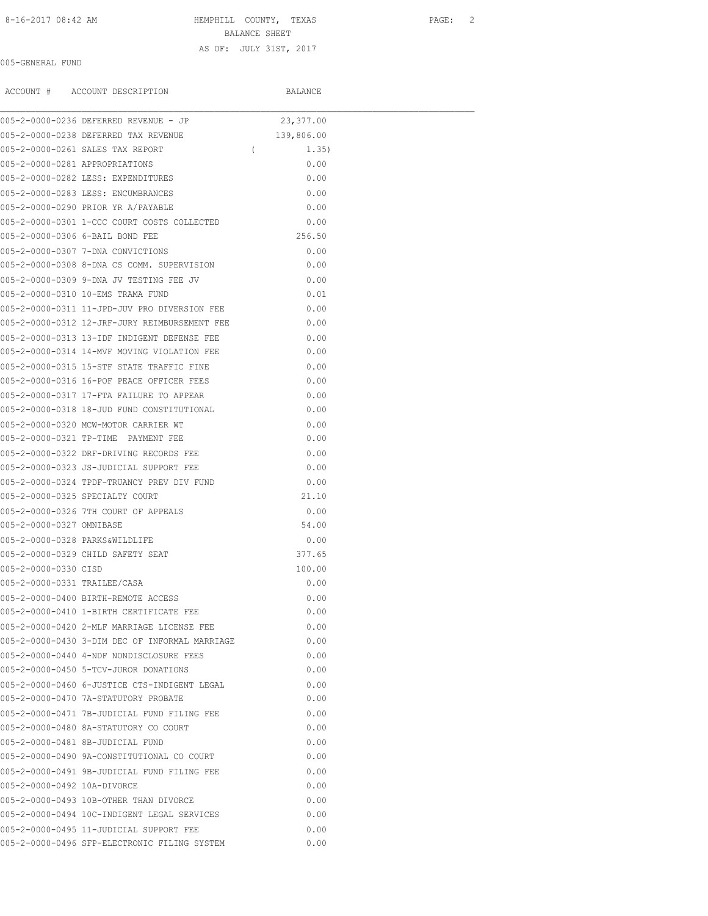HEMPHILL COUNTY, TEXAS

BALANCE SHEET

AS OF: JULY 31ST, 2017

005-GENERAL FUND

| ACCOUNT # | ACCOUNT DESCRIPTION | BALANCE |
|---|---|---|
| 005-2-0000-0236 | DEFERRED REVENUE - JP | 23,377.00 |
| 005-2-0000-0238 | DEFERRED TAX REVENUE | 139,806.00 |
| 005-2-0000-0261 | SALES TAX REPORT | ( 1.35) |
| 005-2-0000-0281 | APPROPRIATIONS | 0.00 |
| 005-2-0000-0282 | LESS: EXPENDITURES | 0.00 |
| 005-2-0000-0283 | LESS: ENCUMBRANCES | 0.00 |
| 005-2-0000-0290 | PRIOR YR A/PAYABLE | 0.00 |
| 005-2-0000-0301 | 1-CCC COURT COSTS COLLECTED | 0.00 |
| 005-2-0000-0306 | 6-BAIL BOND FEE | 256.50 |
| 005-2-0000-0307 | 7-DNA CONVICTIONS | 0.00 |
| 005-2-0000-0308 | 8-DNA CS COMM. SUPERVISION | 0.00 |
| 005-2-0000-0309 | 9-DNA JV TESTING FEE JV | 0.00 |
| 005-2-0000-0310 | 10-EMS TRAMA FUND | 0.01 |
| 005-2-0000-0311 | 11-JPD-JUV PRO DIVERSION FEE | 0.00 |
| 005-2-0000-0312 | 12-JRF-JURY REIMBURSEMENT FEE | 0.00 |
| 005-2-0000-0313 | 13-IDF INDIGENT DEFENSE FEE | 0.00 |
| 005-2-0000-0314 | 14-MVF MOVING VIOLATION FEE | 0.00 |
| 005-2-0000-0315 | 15-STF STATE TRAFFIC FINE | 0.00 |
| 005-2-0000-0316 | 16-POF PEACE OFFICER FEES | 0.00 |
| 005-2-0000-0317 | 17-FTA FAILURE TO APPEAR | 0.00 |
| 005-2-0000-0318 | 18-JUD FUND CONSTITUTIONAL | 0.00 |
| 005-2-0000-0320 | MCW-MOTOR CARRIER WT | 0.00 |
| 005-2-0000-0321 | TP-TIME PAYMENT FEE | 0.00 |
| 005-2-0000-0322 | DRF-DRIVING RECORDS FEE | 0.00 |
| 005-2-0000-0323 | JS-JUDICIAL SUPPORT FEE | 0.00 |
| 005-2-0000-0324 | TPDF-TRUANCY PREV DIV FUND | 0.00 |
| 005-2-0000-0325 | SPECIALTY COURT | 21.10 |
| 005-2-0000-0326 | 7TH COURT OF APPEALS | 0.00 |
| 005-2-0000-0327 | OMNIBASE | 54.00 |
| 005-2-0000-0328 | PARKS&WILDLIFE | 0.00 |
| 005-2-0000-0329 | CHILD SAFETY SEAT | 377.65 |
| 005-2-0000-0330 | CISD | 100.00 |
| 005-2-0000-0331 | TRAILEE/CASA | 0.00 |
| 005-2-0000-0400 | BIRTH-REMOTE ACCESS | 0.00 |
| 005-2-0000-0410 | 1-BIRTH CERTIFICATE FEE | 0.00 |
| 005-2-0000-0420 | 2-MLF MARRIAGE LICENSE FEE | 0.00 |
| 005-2-0000-0430 | 3-DIM DEC OF INFORMAL MARRIAGE | 0.00 |
| 005-2-0000-0440 | 4-NDF NONDISCLOSURE FEES | 0.00 |
| 005-2-0000-0450 | 5-TCV-JUROR DONATIONS | 0.00 |
| 005-2-0000-0460 | 6-JUSTICE CTS-INDIGENT LEGAL | 0.00 |
| 005-2-0000-0470 | 7A-STATUTORY PROBATE | 0.00 |
| 005-2-0000-0471 | 7B-JUDICIAL FUND FILING FEE | 0.00 |
| 005-2-0000-0480 | 8A-STATUTORY CO COURT | 0.00 |
| 005-2-0000-0481 | 8B-JUDICIAL FUND | 0.00 |
| 005-2-0000-0490 | 9A-CONSTITUTIONAL CO COURT | 0.00 |
| 005-2-0000-0491 | 9B-JUDICIAL FUND FILING FEE | 0.00 |
| 005-2-0000-0492 | 10A-DIVORCE | 0.00 |
| 005-2-0000-0493 | 10B-OTHER THAN DIVORCE | 0.00 |
| 005-2-0000-0494 | 10C-INDIGENT LEGAL SERVICES | 0.00 |
| 005-2-0000-0495 | 11-JUDICIAL SUPPORT FEE | 0.00 |
| 005-2-0000-0496 | SFP-ELECTRONIC FILING SYSTEM | 0.00 |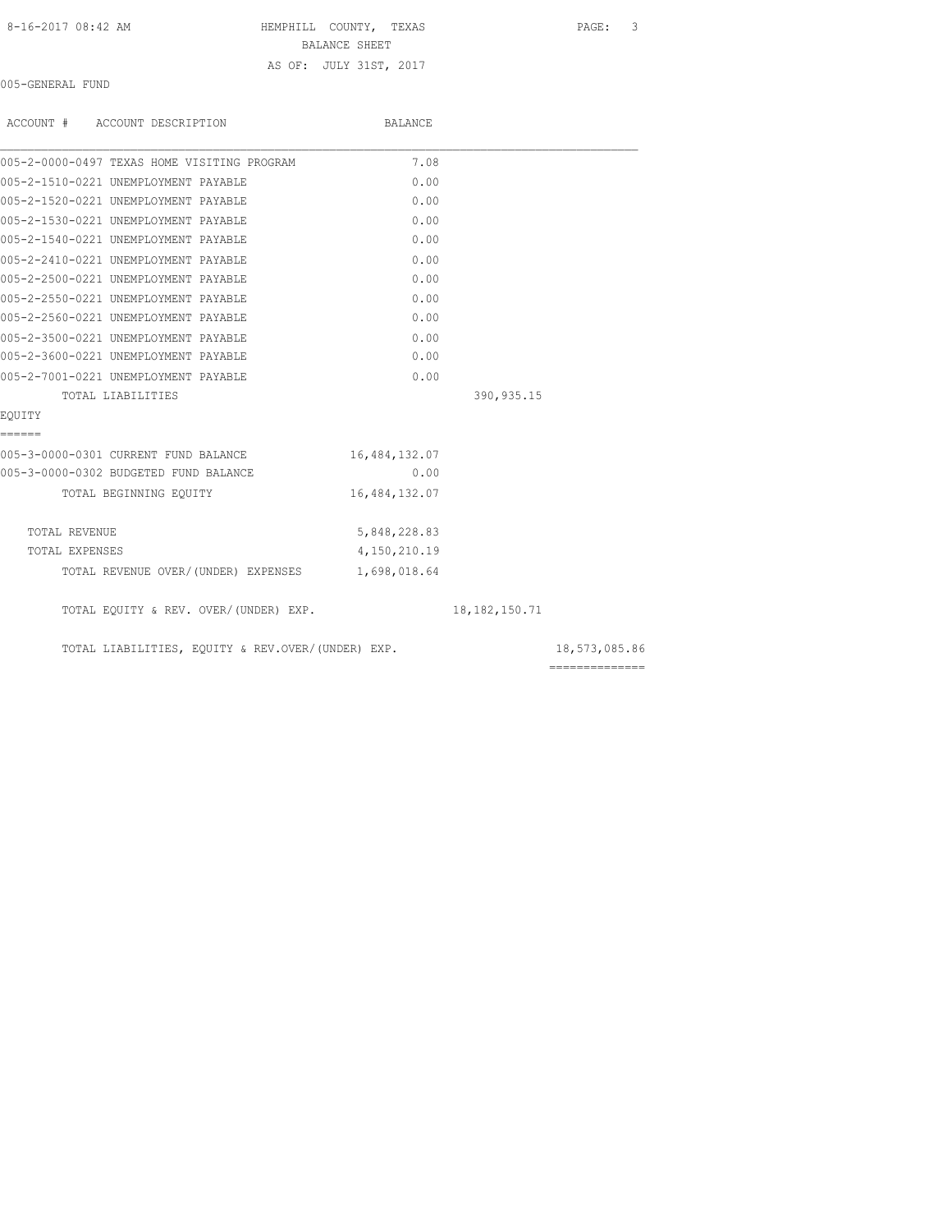HEMPHILL COUNTY, TEXAS
BALANCE SHEET
AS OF: JULY 31ST, 2017

005-GENERAL FUND

| ACCOUNT # ACCOUNT DESCRIPTION | BALANCE | | |
|---|---|---|---|
| 005-2-0000-0497 TEXAS HOME VISITING PROGRAM | 7.08 | | |
| 005-2-1510-0221 UNEMPLOYMENT PAYABLE | 0.00 | | |
| 005-2-1520-0221 UNEMPLOYMENT PAYABLE | 0.00 | | |
| 005-2-1530-0221 UNEMPLOYMENT PAYABLE | 0.00 | | |
| 005-2-1540-0221 UNEMPLOYMENT PAYABLE | 0.00 | | |
| 005-2-2410-0221 UNEMPLOYMENT PAYABLE | 0.00 | | |
| 005-2-2500-0221 UNEMPLOYMENT PAYABLE | 0.00 | | |
| 005-2-2550-0221 UNEMPLOYMENT PAYABLE | 0.00 | | |
| 005-2-2560-0221 UNEMPLOYMENT PAYABLE | 0.00 | | |
| 005-2-3500-0221 UNEMPLOYMENT PAYABLE | 0.00 | | |
| 005-2-3600-0221 UNEMPLOYMENT PAYABLE | 0.00 | | |
| 005-2-7001-0221 UNEMPLOYMENT PAYABLE | 0.00 | | |
| TOTAL LIABILITIES | | 390,935.15 | |
| **EQUITY** | | | |
| 005-3-0000-0301 CURRENT FUND BALANCE | 16,484,132.07 | | |
| 005-3-0000-0302 BUDGETED FUND BALANCE | 0.00 | | |
| TOTAL BEGINNING EQUITY | 16,484,132.07 | | |
| TOTAL REVENUE | 5,848,228.83 | | |
| TOTAL EXPENSES | 4,150,210.19 | | |
| TOTAL REVENUE OVER/(UNDER) EXPENSES | 1,698,018.64 | | |
| TOTAL EQUITY & REV. OVER/(UNDER) EXP. | | 18,182,150.71 | |
| TOTAL LIABILITIES, EQUITY & REV.OVER/(UNDER) EXP. | | | 18,573,085.86 |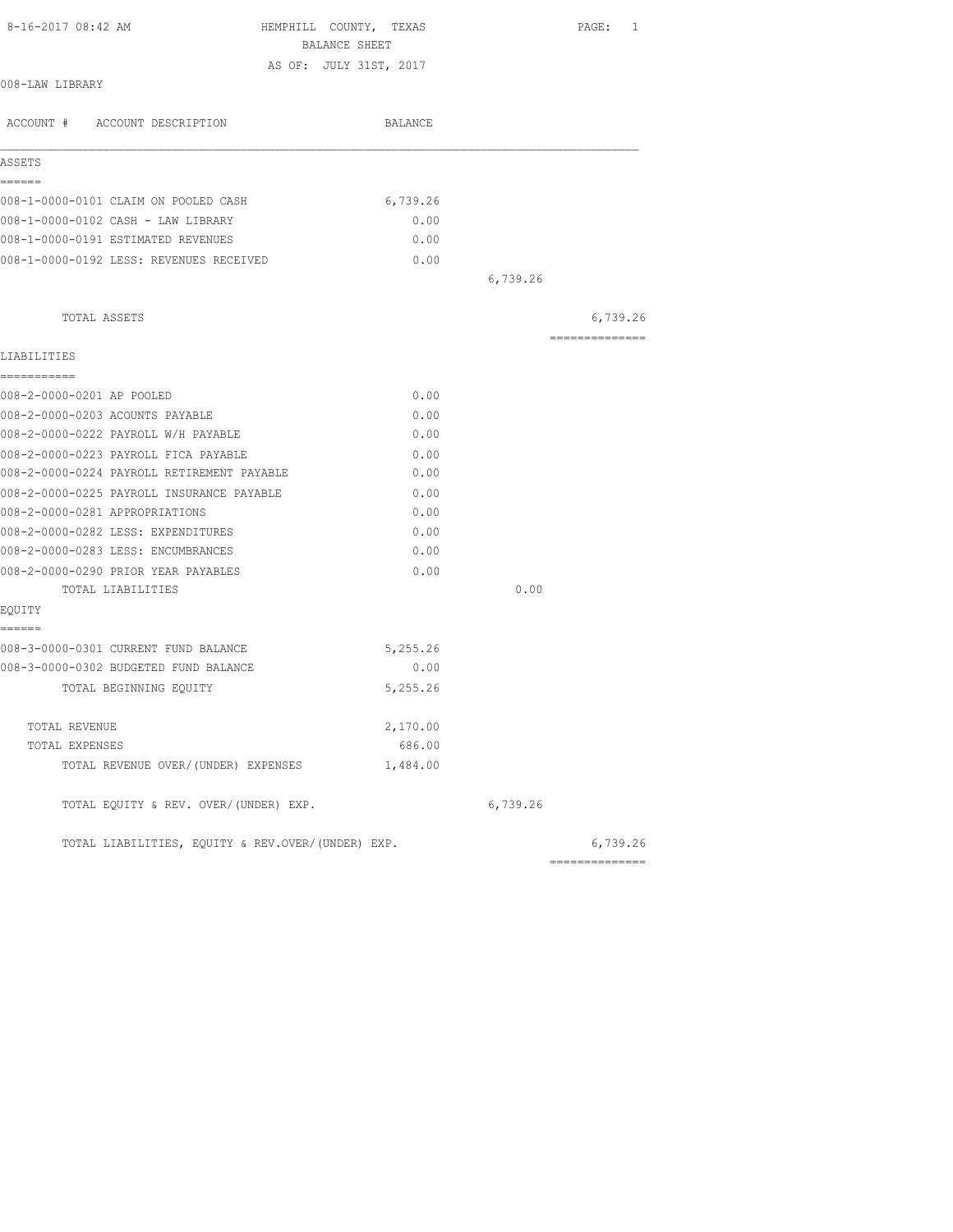8-16-2017 08:42 AM

# HEMPHILL COUNTY, TEXAS
## BALANCE SHEET
### AS OF: JULY 31ST, 2017

008-LAW LIBRARY

| ACCOUNT # ACCOUNT DESCRIPTION | BALANCE | | |
|---|---|---|---|
| **ASSETS** | | | |
| 008-1-0000-0101 CLAIM ON POOLED CASH | 6,739.26 | | |
| 008-1-0000-0102 CASH - LAW LIBRARY | 0.00 | | |
| 008-1-0000-0191 ESTIMATED REVENUES | 0.00 | | |
| 008-1-0000-0192 LESS: REVENUES RECEIVED | 0.00 | | |
| | | 6,739.26 | |
| TOTAL ASSETS | | | 6,739.26 |
| **LIABILITIES** | | | |
| 008-2-0000-0201 AP POOLED | 0.00 | | |
| 008-2-0000-0203 ACOUNTS PAYABLE | 0.00 | | |
| 008-2-0000-0222 PAYROLL W/H PAYABLE | 0.00 | | |
| 008-2-0000-0223 PAYROLL FICA PAYABLE | 0.00 | | |
| 008-2-0000-0224 PAYROLL RETIREMENT PAYABLE | 0.00 | | |
| 008-2-0000-0225 PAYROLL INSURANCE PAYABLE | 0.00 | | |
| 008-2-0000-0281 APPROPRIATIONS | 0.00 | | |
| 008-2-0000-0282 LESS: EXPENDITURES | 0.00 | | |
| 008-2-0000-0283 LESS: ENCUMBRANCES | 0.00 | | |
| 008-2-0000-0290 PRIOR YEAR PAYABLES | 0.00 | | |
| TOTAL LIABILITIES | | 0.00 | |
| **EQUITY** | | | |
| 008-3-0000-0301 CURRENT FUND BALANCE | 5,255.26 | | |
| 008-3-0000-0302 BUDGETED FUND BALANCE | 0.00 | | |
| TOTAL BEGINNING EQUITY | 5,255.26 | | |
| TOTAL REVENUE | 2,170.00 | | |
| TOTAL EXPENSES | 686.00 | | |
| TOTAL REVENUE OVER/(UNDER) EXPENSES | 1,484.00 | | |
| TOTAL EQUITY & REV. OVER/(UNDER) EXP. | | 6,739.26 | |
| TOTAL LIABILITIES, EQUITY & REV.OVER/(UNDER) EXP. | | | 6,739.26 |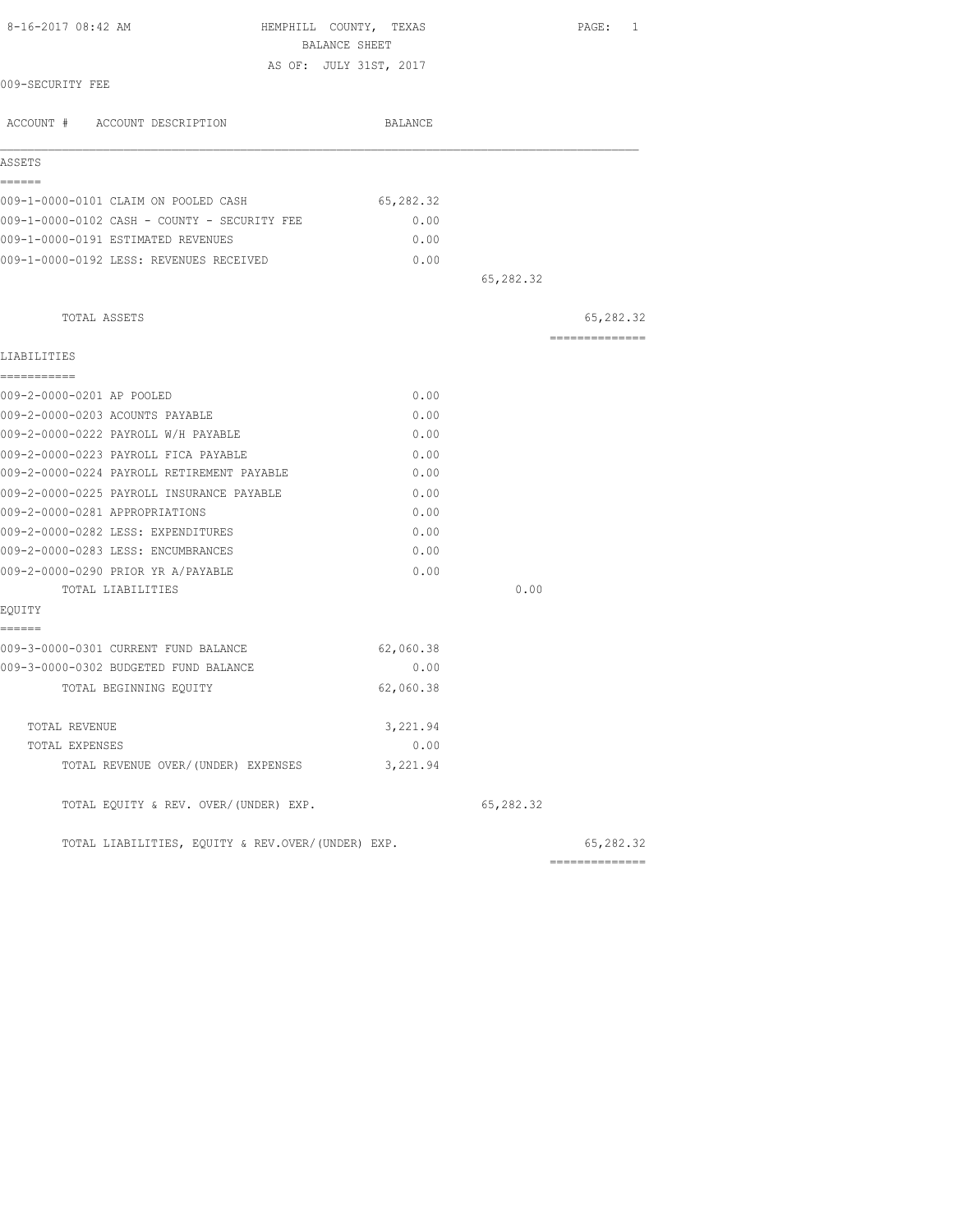8-16-2017 08:42 AM

# HEMPHILL COUNTY, TEXAS

## BALANCE SHEET

AS OF: JULY 31ST, 2017

009-SECURITY FEE

| ACCOUNT # ACCOUNT DESCRIPTION | BALANCE | | |
|---|---|---|---|
| **ASSETS** | | | |
| 009-1-0000-0101 CLAIM ON POOLED CASH | 65,282.32 | | |
| 009-1-0000-0102 CASH - COUNTY - SECURITY FEE | 0.00 | | |
| 009-1-0000-0191 ESTIMATED REVENUES | 0.00 | | |
| 009-1-0000-0192 LESS: REVENUES RECEIVED | 0.00 | | |
| | | 65,282.32 | |
| TOTAL ASSETS | | | 65,282.32 |
| **LIABILITIES** | | | |
| 009-2-0000-0201 AP POOLED | 0.00 | | |
| 009-2-0000-0203 ACOUNTS PAYABLE | 0.00 | | |
| 009-2-0000-0222 PAYROLL W/H PAYABLE | 0.00 | | |
| 009-2-0000-0223 PAYROLL FICA PAYABLE | 0.00 | | |
| 009-2-0000-0224 PAYROLL RETIREMENT PAYABLE | 0.00 | | |
| 009-2-0000-0225 PAYROLL INSURANCE PAYABLE | 0.00 | | |
| 009-2-0000-0281 APPROPRIATIONS | 0.00 | | |
| 009-2-0000-0282 LESS: EXPENDITURES | 0.00 | | |
| 009-2-0000-0283 LESS: ENCUMBRANCES | 0.00 | | |
| 009-2-0000-0290 PRIOR YR A/PAYABLE | 0.00 | | |
| TOTAL LIABILITIES | | 0.00 | |
| **EQUITY** | | | |
| 009-3-0000-0301 CURRENT FUND BALANCE | 62,060.38 | | |
| 009-3-0000-0302 BUDGETED FUND BALANCE | 0.00 | | |
| TOTAL BEGINNING EQUITY | 62,060.38 | | |
| TOTAL REVENUE | 3,221.94 | | |
| TOTAL EXPENSES | 0.00 | | |
| TOTAL REVENUE OVER/(UNDER) EXPENSES | 3,221.94 | | |
| TOTAL EQUITY & REV. OVER/(UNDER) EXP. | | 65,282.32 | |
| TOTAL LIABILITIES, EQUITY & REV.OVER/(UNDER) EXP. | | | 65,282.32 |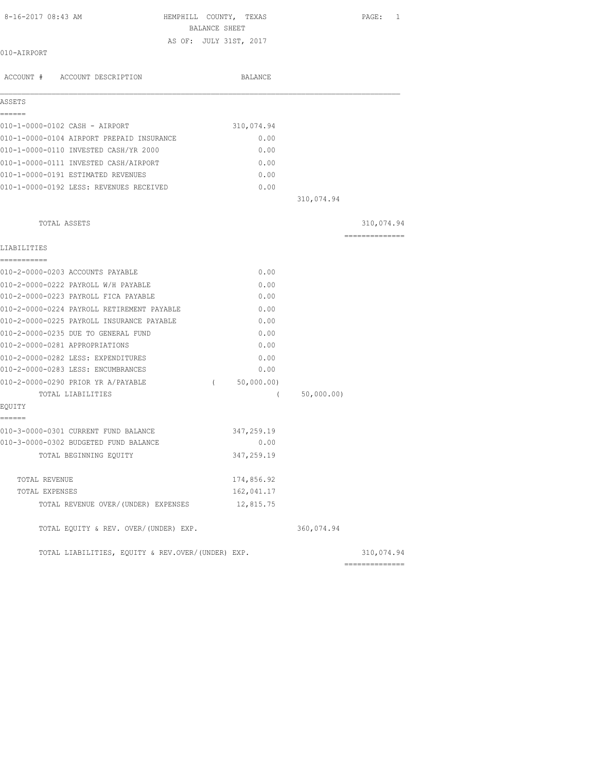8-16-2017 08:43 AM

# HEMPHILL COUNTY, TEXAS
## BALANCE SHEET
AS OF: JULY 31ST, 2017

010-AIRPORT

| ACCOUNT # ACCOUNT DESCRIPTION | BALANCE | | |
|---|---|---|---|
| **ASSETS** | | | |
| 010-1-0000-0102 CASH - AIRPORT | 310,074.94 | | |
| 010-1-0000-0104 AIRPORT PREPAID INSURANCE | 0.00 | | |
| 010-1-0000-0110 INVESTED CASH/YR 2000 | 0.00 | | |
| 010-1-0000-0111 INVESTED CASH/AIRPORT | 0.00 | | |
| 010-1-0000-0191 ESTIMATED REVENUES | 0.00 | | |
| 010-1-0000-0192 LESS: REVENUES RECEIVED | 0.00 | | |
| | | 310,074.94 | |
| TOTAL ASSETS | | | 310,074.94 |
| **LIABILITIES** | | | |
| 010-2-0000-0203 ACCOUNTS PAYABLE | 0.00 | | |
| 010-2-0000-0222 PAYROLL W/H PAYABLE | 0.00 | | |
| 010-2-0000-0223 PAYROLL FICA PAYABLE | 0.00 | | |
| 010-2-0000-0224 PAYROLL RETIREMENT PAYABLE | 0.00 | | |
| 010-2-0000-0225 PAYROLL INSURANCE PAYABLE | 0.00 | | |
| 010-2-0000-0235 DUE TO GENERAL FUND | 0.00 | | |
| 010-2-0000-0281 APPROPRIATIONS | 0.00 | | |
| 010-2-0000-0282 LESS: EXPENDITURES | 0.00 | | |
| 010-2-0000-0283 LESS: ENCUMBRANCES | 0.00 | | |
| 010-2-0000-0290 PRIOR YR A/PAYABLE | ( 50,000.00) | | |
| TOTAL LIABILITIES | | ( 50,000.00) | |
| **EQUITY** | | | |
| 010-3-0000-0301 CURRENT FUND BALANCE | 347,259.19 | | |
| 010-3-0000-0302 BUDGETED FUND BALANCE | 0.00 | | |
| TOTAL BEGINNING EQUITY | 347,259.19 | | |
| TOTAL REVENUE | 174,856.92 | | |
| TOTAL EXPENSES | 162,041.17 | | |
| TOTAL REVENUE OVER/(UNDER) EXPENSES | 12,815.75 | | |
| TOTAL EQUITY & REV. OVER/(UNDER) EXP. | | 360,074.94 | |
| TOTAL LIABILITIES, EQUITY & REV.OVER/(UNDER) EXP. | | | 310,074.94 |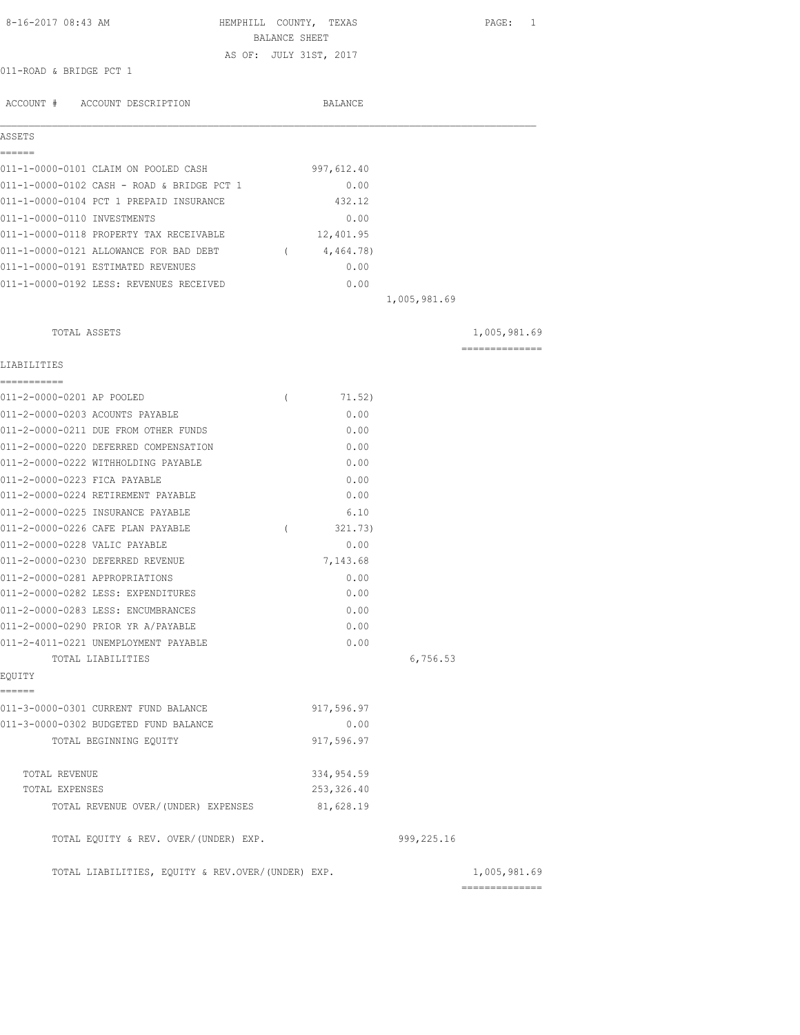8-16-2017 08:43 AM

# HEMPHILL COUNTY, TEXAS
## BALANCE SHEET
### AS OF: JULY 31ST, 2017

011-ROAD & BRIDGE PCT 1

| ACCOUNT # ACCOUNT DESCRIPTION | BALANCE | | |
|---|---|---|---|
| **ASSETS** | | | |
| 011-1-0000-0101 CLAIM ON POOLED CASH | 997,612.40 | | |
| 011-1-0000-0102 CASH - ROAD & BRIDGE PCT 1 | 0.00 | | |
| 011-1-0000-0104 PCT 1 PREPAID INSURANCE | 432.12 | | |
| 011-1-0000-0110 INVESTMENTS | 0.00 | | |
| 011-1-0000-0118 PROPERTY TAX RECEIVABLE | 12,401.95 | | |
| 011-1-0000-0121 ALLOWANCE FOR BAD DEBT | ( 4,464.78) | | |
| 011-1-0000-0191 ESTIMATED REVENUES | 0.00 | | |
| 011-1-0000-0192 LESS: REVENUES RECEIVED | 0.00 | | |
| | | 1,005,981.69 | |
| TOTAL ASSETS | | | 1,005,981.69 |
| **LIABILITIES** | | | |
| 011-2-0000-0201 AP POOLED | ( 71.52) | | |
| 011-2-0000-0203 ACOUNTS PAYABLE | 0.00 | | |
| 011-2-0000-0211 DUE FROM OTHER FUNDS | 0.00 | | |
| 011-2-0000-0220 DEFERRED COMPENSATION | 0.00 | | |
| 011-2-0000-0222 WITHHOLDING PAYABLE | 0.00 | | |
| 011-2-0000-0223 FICA PAYABLE | 0.00 | | |
| 011-2-0000-0224 RETIREMENT PAYABLE | 0.00 | | |
| 011-2-0000-0225 INSURANCE PAYABLE | 6.10 | | |
| 011-2-0000-0226 CAFE PLAN PAYABLE | ( 321.73) | | |
| 011-2-0000-0228 VALIC PAYABLE | 0.00 | | |
| 011-2-0000-0230 DEFERRED REVENUE | 7,143.68 | | |
| 011-2-0000-0281 APPROPRIATIONS | 0.00 | | |
| 011-2-0000-0282 LESS: EXPENDITURES | 0.00 | | |
| 011-2-0000-0283 LESS: ENCUMBRANCES | 0.00 | | |
| 011-2-0000-0290 PRIOR YR A/PAYABLE | 0.00 | | |
| 011-2-4011-0221 UNEMPLOYMENT PAYABLE | 0.00 | | |
| TOTAL LIABILITIES | | 6,756.53 | |
| **EQUITY** | | | |
| 011-3-0000-0301 CURRENT FUND BALANCE | 917,596.97 | | |
| 011-3-0000-0302 BUDGETED FUND BALANCE | 0.00 | | |
| TOTAL BEGINNING EQUITY | 917,596.97 | | |
| TOTAL REVENUE | 334,954.59 | | |
| TOTAL EXPENSES | 253,326.40 | | |
| TOTAL REVENUE OVER/(UNDER) EXPENSES | 81,628.19 | | |
| TOTAL EQUITY & REV. OVER/(UNDER) EXP. | | 999,225.16 | |
| TOTAL LIABILITIES, EQUITY & REV.OVER/(UNDER) EXP. | | | 1,005,981.69 |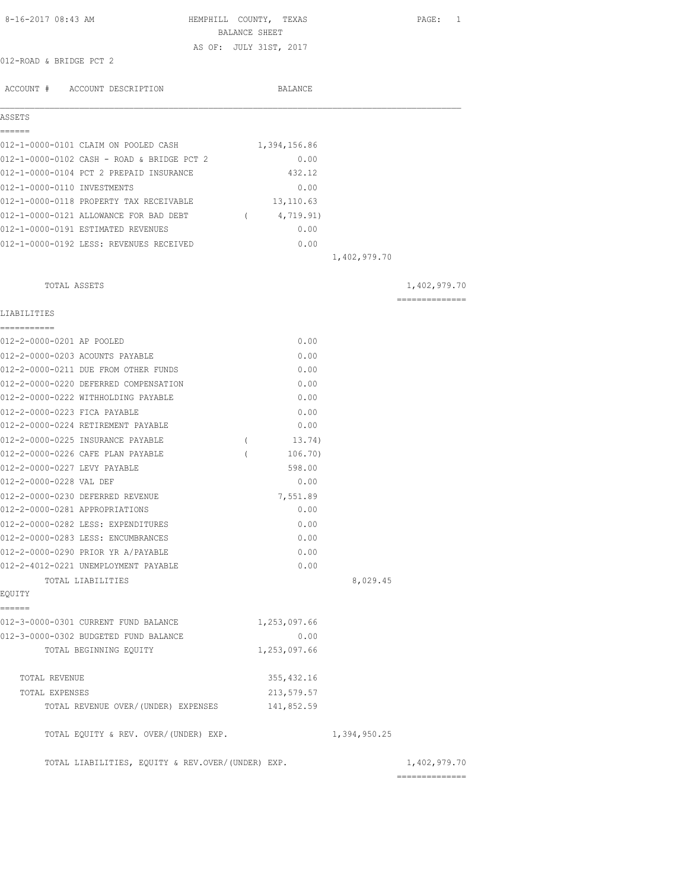8-16-2017 08:43 AM

# HEMPHILL COUNTY, TEXAS
## BALANCE SHEET
### AS OF: JULY 31ST, 2017

012-ROAD & BRIDGE PCT 2

| ACCOUNT # | ACCOUNT DESCRIPTION | BALANCE | | |
|---|---|---|---|---|
| **ASSETS** | | | | |
| 012-1-0000-0101 | CLAIM ON POOLED CASH | 1,394,156.86 | | |
| 012-1-0000-0102 | CASH - ROAD & BRIDGE PCT 2 | 0.00 | | |
| 012-1-0000-0104 | PCT 2 PREPAID INSURANCE | 432.12 | | |
| 012-1-0000-0110 | INVESTMENTS | 0.00 | | |
| 012-1-0000-0118 | PROPERTY TAX RECEIVABLE | 13,110.63 | | |
| 012-1-0000-0121 | ALLOWANCE FOR BAD DEBT | ( 4,719.91) | | |
| 012-1-0000-0191 | ESTIMATED REVENUES | 0.00 | | |
| 012-1-0000-0192 | LESS: REVENUES RECEIVED | 0.00 | | |
| | | | 1,402,979.70 | |
| | TOTAL ASSETS | | | 1,402,979.70 |
| **LIABILITIES** | | | | |
| 012-2-0000-0201 | AP POOLED | 0.00 | | |
| 012-2-0000-0203 | ACOUNTS PAYABLE | 0.00 | | |
| 012-2-0000-0211 | DUE FROM OTHER FUNDS | 0.00 | | |
| 012-2-0000-0220 | DEFERRED COMPENSATION | 0.00 | | |
| 012-2-0000-0222 | WITHHOLDING PAYABLE | 0.00 | | |
| 012-2-0000-0223 | FICA PAYABLE | 0.00 | | |
| 012-2-0000-0224 | RETIREMENT PAYABLE | 0.00 | | |
| 012-2-0000-0225 | INSURANCE PAYABLE | ( 13.74) | | |
| 012-2-0000-0226 | CAFE PLAN PAYABLE | ( 106.70) | | |
| 012-2-0000-0227 | LEVY PAYABLE | 598.00 | | |
| 012-2-0000-0228 | VAL DEF | 0.00 | | |
| 012-2-0000-0230 | DEFERRED REVENUE | 7,551.89 | | |
| 012-2-0000-0281 | APPROPRIATIONS | 0.00 | | |
| 012-2-0000-0282 | LESS: EXPENDITURES | 0.00 | | |
| 012-2-0000-0283 | LESS: ENCUMBRANCES | 0.00 | | |
| 012-2-0000-0290 | PRIOR YR A/PAYABLE | 0.00 | | |
| 012-2-4012-0221 | UNEMPLOYMENT PAYABLE | 0.00 | | |
| | TOTAL LIABILITIES | | 8,029.45 | |
| **EQUITY** | | | | |
| 012-3-0000-0301 | CURRENT FUND BALANCE | 1,253,097.66 | | |
| 012-3-0000-0302 | BUDGETED FUND BALANCE | 0.00 | | |
| | TOTAL BEGINNING EQUITY | 1,253,097.66 | | |
| | TOTAL REVENUE | 355,432.16 | | |
| | TOTAL EXPENSES | 213,579.57 | | |
| | TOTAL REVENUE OVER/(UNDER) EXPENSES | 141,852.59 | | |
| | TOTAL EQUITY & REV. OVER/(UNDER) EXP. | | 1,394,950.25 | |
| | TOTAL LIABILITIES, EQUITY & REV.OVER/(UNDER) EXP. | | | 1,402,979.70 |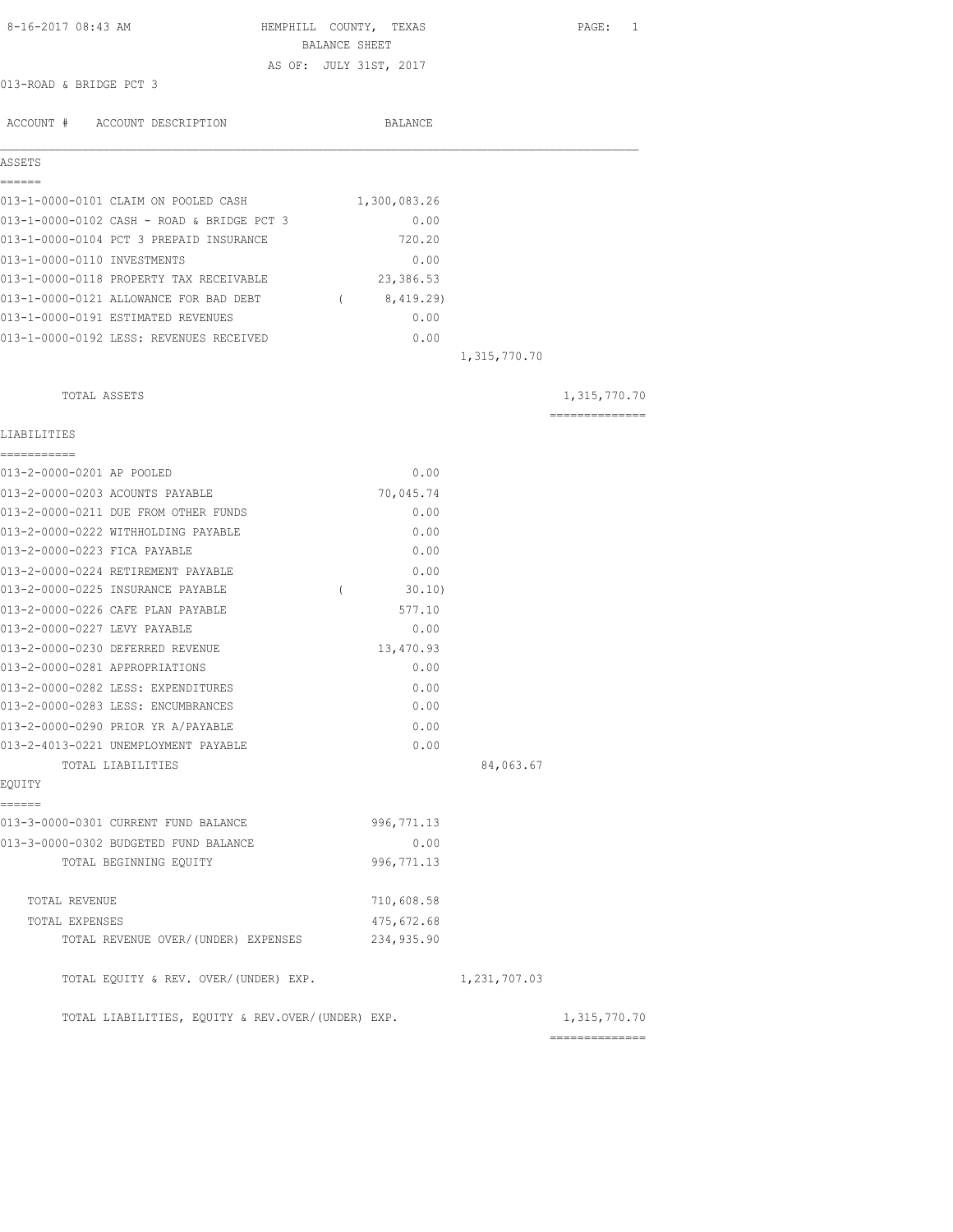8-16-2017 08:43 AM

# HEMPHILL COUNTY, TEXAS
## BALANCE SHEET
AS OF: JULY 31ST, 2017

013-ROAD & BRIDGE PCT 3

| ACCOUNT # | ACCOUNT DESCRIPTION | BALANCE | | |
|---|---|---|---|---|
| **ASSETS** | | | | |
| 013-1-0000-0101 | CLAIM ON POOLED CASH | 1,300,083.26 | | |
| 013-1-0000-0102 | CASH - ROAD & BRIDGE PCT 3 | 0.00 | | |
| 013-1-0000-0104 | PCT 3 PREPAID INSURANCE | 720.20 | | |
| 013-1-0000-0110 | INVESTMENTS | 0.00 | | |
| 013-1-0000-0118 | PROPERTY TAX RECEIVABLE | 23,386.53 | | |
| 013-1-0000-0121 | ALLOWANCE FOR BAD DEBT | ( 8,419.29) | | |
| 013-1-0000-0191 | ESTIMATED REVENUES | 0.00 | | |
| 013-1-0000-0192 | LESS: REVENUES RECEIVED | 0.00 | | |
| | | | 1,315,770.70 | |
| | TOTAL ASSETS | | | 1,315,770.70 |
| **LIABILITIES** | | | | |
| 013-2-0000-0201 | AP POOLED | 0.00 | | |
| 013-2-0000-0203 | ACOUNTS PAYABLE | 70,045.74 | | |
| 013-2-0000-0211 | DUE FROM OTHER FUNDS | 0.00 | | |
| 013-2-0000-0222 | WITHHOLDING PAYABLE | 0.00 | | |
| 013-2-0000-0223 | FICA PAYABLE | 0.00 | | |
| 013-2-0000-0224 | RETIREMENT PAYABLE | 0.00 | | |
| 013-2-0000-0225 | INSURANCE PAYABLE | ( 30.10) | | |
| 013-2-0000-0226 | CAFE PLAN PAYABLE | 577.10 | | |
| 013-2-0000-0227 | LEVY PAYABLE | 0.00 | | |
| 013-2-0000-0230 | DEFERRED REVENUE | 13,470.93 | | |
| 013-2-0000-0281 | APPROPRIATIONS | 0.00 | | |
| 013-2-0000-0282 | LESS: EXPENDITURES | 0.00 | | |
| 013-2-0000-0283 | LESS: ENCUMBRANCES | 0.00 | | |
| 013-2-0000-0290 | PRIOR YR A/PAYABLE | 0.00 | | |
| 013-2-4013-0221 | UNEMPLOYMENT PAYABLE | 0.00 | | |
| | TOTAL LIABILITIES | | 84,063.67 | |
| **EQUITY** | | | | |
| 013-3-0000-0301 | CURRENT FUND BALANCE | 996,771.13 | | |
| 013-3-0000-0302 | BUDGETED FUND BALANCE | 0.00 | | |
| | TOTAL BEGINNING EQUITY | 996,771.13 | | |
| | TOTAL REVENUE | 710,608.58 | | |
| | TOTAL EXPENSES | 475,672.68 | | |
| | TOTAL REVENUE OVER/(UNDER) EXPENSES | 234,935.90 | | |
| | TOTAL EQUITY & REV. OVER/(UNDER) EXP. | | 1,231,707.03 | |
| | TOTAL LIABILITIES, EQUITY & REV.OVER/(UNDER) EXP. | | | 1,315,770.70 |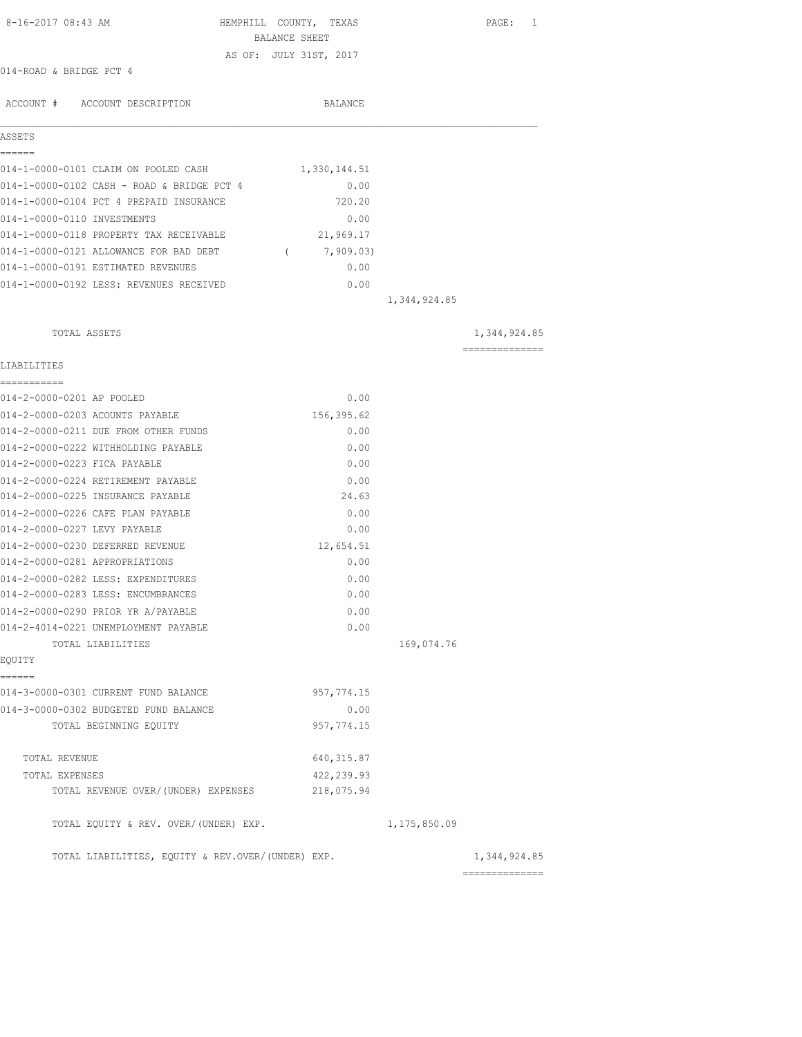8-16-2017 08:43 AM

# HEMPHILL COUNTY, TEXAS
## BALANCE SHEET
AS OF: JULY 31ST, 2017

014-ROAD & BRIDGE PCT 4

| ACCOUNT # | ACCOUNT DESCRIPTION | BALANCE | | |
|---|---|---|---|---|
| **ASSETS** | | | | |
| 014-1-0000-0101 | CLAIM ON POOLED CASH | 1,330,144.51 | | |
| 014-1-0000-0102 | CASH - ROAD & BRIDGE PCT 4 | 0.00 | | |
| 014-1-0000-0104 | PCT 4 PREPAID INSURANCE | 720.20 | | |
| 014-1-0000-0110 | INVESTMENTS | 0.00 | | |
| 014-1-0000-0118 | PROPERTY TAX RECEIVABLE | 21,969.17 | | |
| 014-1-0000-0121 | ALLOWANCE FOR BAD DEBT | ( 7,909.03) | | |
| 014-1-0000-0191 | ESTIMATED REVENUES | 0.00 | | |
| 014-1-0000-0192 | LESS: REVENUES RECEIVED | 0.00 | | |
| | | | 1,344,924.85 | |
| | TOTAL ASSETS | | | 1,344,924.85 |
| **LIABILITIES** | | | | |
| 014-2-0000-0201 | AP POOLED | 0.00 | | |
| 014-2-0000-0203 | ACOUNTS PAYABLE | 156,395.62 | | |
| 014-2-0000-0211 | DUE FROM OTHER FUNDS | 0.00 | | |
| 014-2-0000-0222 | WITHHOLDING PAYABLE | 0.00 | | |
| 014-2-0000-0223 | FICA PAYABLE | 0.00 | | |
| 014-2-0000-0224 | RETIREMENT PAYABLE | 0.00 | | |
| 014-2-0000-0225 | INSURANCE PAYABLE | 24.63 | | |
| 014-2-0000-0226 | CAFE PLAN PAYABLE | 0.00 | | |
| 014-2-0000-0227 | LEVY PAYABLE | 0.00 | | |
| 014-2-0000-0230 | DEFERRED REVENUE | 12,654.51 | | |
| 014-2-0000-0281 | APPROPRIATIONS | 0.00 | | |
| 014-2-0000-0282 | LESS: EXPENDITURES | 0.00 | | |
| 014-2-0000-0283 | LESS: ENCUMBRANCES | 0.00 | | |
| 014-2-0000-0290 | PRIOR YR A/PAYABLE | 0.00 | | |
| 014-2-4014-0221 | UNEMPLOYMENT PAYABLE | 0.00 | | |
| | TOTAL LIABILITIES | | 169,074.76 | |
| **EQUITY** | | | | |
| 014-3-0000-0301 | CURRENT FUND BALANCE | 957,774.15 | | |
| 014-3-0000-0302 | BUDGETED FUND BALANCE | 0.00 | | |
| | TOTAL BEGINNING EQUITY | 957,774.15 | | |
| | TOTAL REVENUE | 640,315.87 | | |
| | TOTAL EXPENSES | 422,239.93 | | |
| | TOTAL REVENUE OVER/(UNDER) EXPENSES | 218,075.94 | | |
| | TOTAL EQUITY & REV. OVER/(UNDER) EXP. | | 1,175,850.09 | |
| | TOTAL LIABILITIES, EQUITY & REV.OVER/(UNDER) EXP. | | | 1,344,924.85 |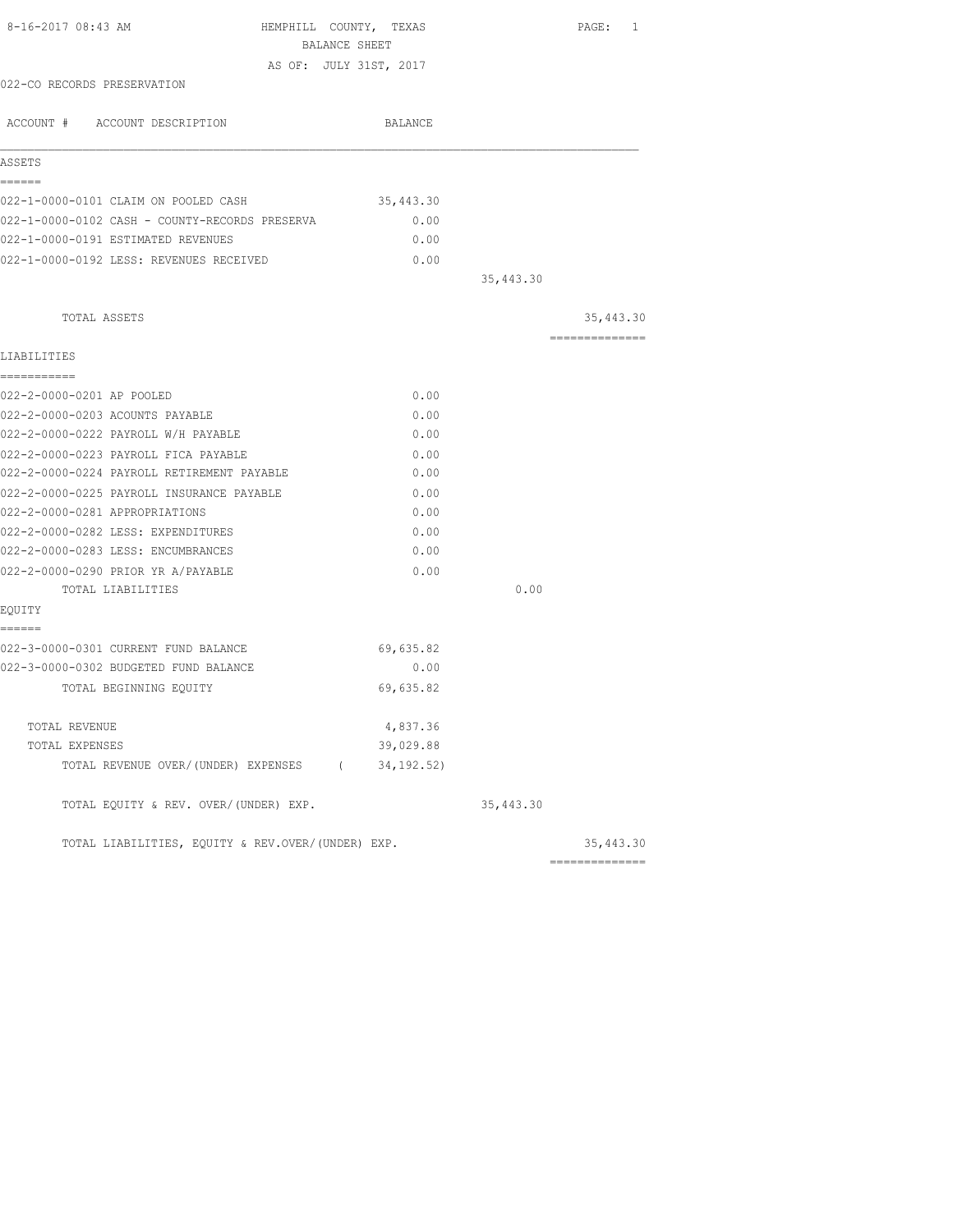HEMPHILL COUNTY, TEXAS
BALANCE SHEET
AS OF: JULY 31ST, 2017

022-CO RECORDS PRESERVATION

| ACCOUNT # ACCOUNT DESCRIPTION | BALANCE | | |
|---|---|---|---|
| **ASSETS** | | | |
| 022-1-0000-0101 CLAIM ON POOLED CASH | 35,443.30 | | |
| 022-1-0000-0102 CASH - COUNTY-RECORDS PRESERVA | 0.00 | | |
| 022-1-0000-0191 ESTIMATED REVENUES | 0.00 | | |
| 022-1-0000-0192 LESS: REVENUES RECEIVED | 0.00 | | |
| | | 35,443.30 | |
| TOTAL ASSETS | | | 35,443.30 |
| **LIABILITIES** | | | |
| 022-2-0000-0201 AP POOLED | 0.00 | | |
| 022-2-0000-0203 ACOUNTS PAYABLE | 0.00 | | |
| 022-2-0000-0222 PAYROLL W/H PAYABLE | 0.00 | | |
| 022-2-0000-0223 PAYROLL FICA PAYABLE | 0.00 | | |
| 022-2-0000-0224 PAYROLL RETIREMENT PAYABLE | 0.00 | | |
| 022-2-0000-0225 PAYROLL INSURANCE PAYABLE | 0.00 | | |
| 022-2-0000-0281 APPROPRIATIONS | 0.00 | | |
| 022-2-0000-0282 LESS: EXPENDITURES | 0.00 | | |
| 022-2-0000-0283 LESS: ENCUMBRANCES | 0.00 | | |
| 022-2-0000-0290 PRIOR YR A/PAYABLE | 0.00 | | |
| TOTAL LIABILITIES | | 0.00 | |
| **EQUITY** | | | |
| 022-3-0000-0301 CURRENT FUND BALANCE | 69,635.82 | | |
| 022-3-0000-0302 BUDGETED FUND BALANCE | 0.00 | | |
| TOTAL BEGINNING EQUITY | 69,635.82 | | |
| TOTAL REVENUE | 4,837.36 | | |
| TOTAL EXPENSES | 39,029.88 | | |
| TOTAL REVENUE OVER/(UNDER) EXPENSES | ( 34,192.52) | | |
| TOTAL EQUITY & REV. OVER/(UNDER) EXP. | | 35,443.30 | |
| TOTAL LIABILITIES, EQUITY & REV.OVER/(UNDER) EXP. | | | 35,443.30 |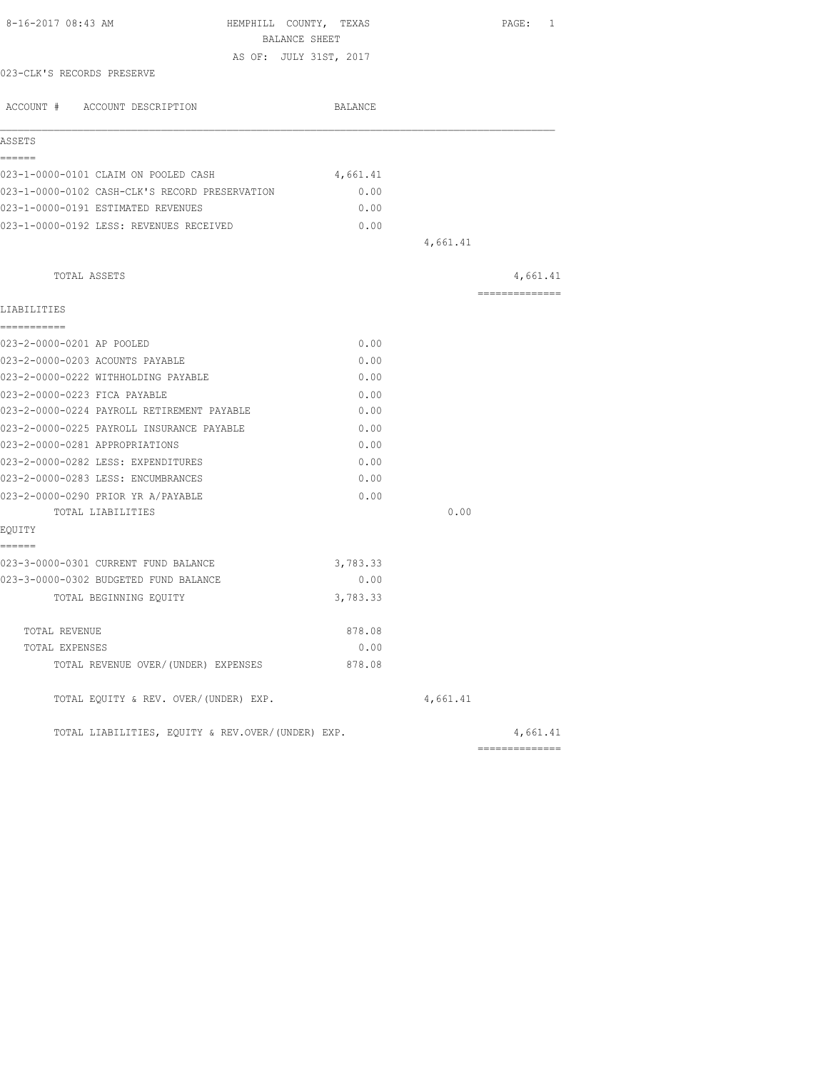8-16-2017 08:43 AM HEMPHILL COUNTY, TEXAS PAGE: 1

BALANCE SHEET

AS OF: JULY 31ST, 2017

023-CLK'S RECORDS PRESERVE

| ACCOUNT # ACCOUNT DESCRIPTION | BALANCE | | |
|---|---|---|---|
| **ASSETS** | | | |
| 023-1-0000-0101 CLAIM ON POOLED CASH | 4,661.41 | | |
| 023-1-0000-0102 CASH-CLK'S RECORD PRESERVATION | 0.00 | | |
| 023-1-0000-0191 ESTIMATED REVENUES | 0.00 | | |
| 023-1-0000-0192 LESS: REVENUES RECEIVED | 0.00 | | |
| | | 4,661.41 | |
| TOTAL ASSETS | | | 4,661.41 |
| **LIABILITIES** | | | |
| 023-2-0000-0201 AP POOLED | 0.00 | | |
| 023-2-0000-0203 ACOUNTS PAYABLE | 0.00 | | |
| 023-2-0000-0222 WITHHOLDING PAYABLE | 0.00 | | |
| 023-2-0000-0223 FICA PAYABLE | 0.00 | | |
| 023-2-0000-0224 PAYROLL RETIREMENT PAYABLE | 0.00 | | |
| 023-2-0000-0225 PAYROLL INSURANCE PAYABLE | 0.00 | | |
| 023-2-0000-0281 APPROPRIATIONS | 0.00 | | |
| 023-2-0000-0282 LESS: EXPENDITURES | 0.00 | | |
| 023-2-0000-0283 LESS: ENCUMBRANCES | 0.00 | | |
| 023-2-0000-0290 PRIOR YR A/PAYABLE | 0.00 | | |
| TOTAL LIABILITIES | | 0.00 | |
| **EQUITY** | | | |
| 023-3-0000-0301 CURRENT FUND BALANCE | 3,783.33 | | |
| 023-3-0000-0302 BUDGETED FUND BALANCE | 0.00 | | |
| TOTAL BEGINNING EQUITY | 3,783.33 | | |
| TOTAL REVENUE | 878.08 | | |
| TOTAL EXPENSES | 0.00 | | |
| TOTAL REVENUE OVER/(UNDER) EXPENSES | 878.08 | | |
| TOTAL EQUITY & REV. OVER/(UNDER) EXP. | | 4,661.41 | |
| TOTAL LIABILITIES, EQUITY & REV.OVER/(UNDER) EXP. | | | 4,661.41 |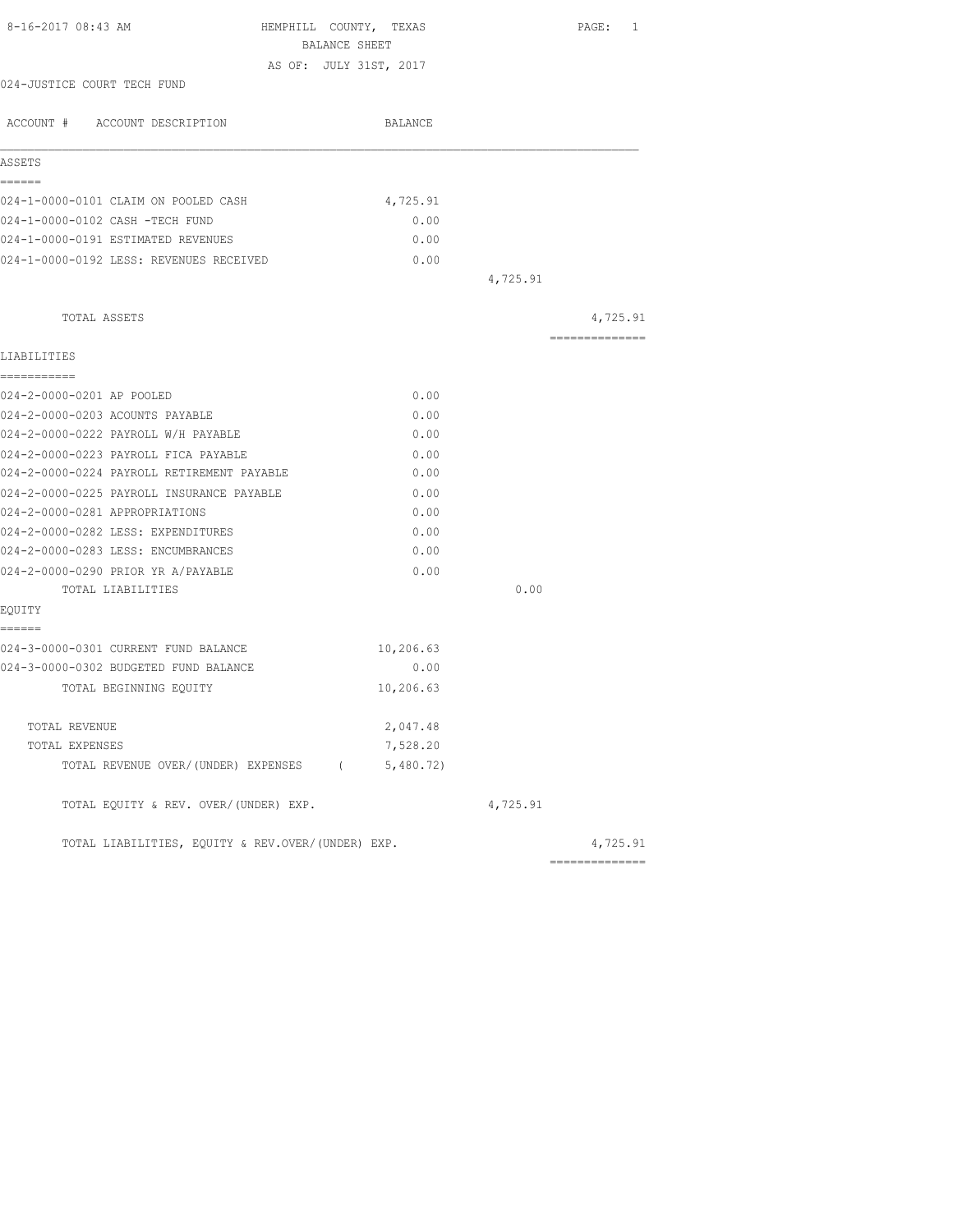8-16-2017 08:43 AM HEMPHILL COUNTY, TEXAS PAGE: 1

BALANCE SHEET

AS OF: JULY 31ST, 2017

024-JUSTICE COURT TECH FUND

| ACCOUNT # ACCOUNT DESCRIPTION | BALANCE | | |
|---|---|---|---|
| **ASSETS** | | | |
| 024-1-0000-0101 CLAIM ON POOLED CASH | 4,725.91 | | |
| 024-1-0000-0102 CASH -TECH FUND | 0.00 | | |
| 024-1-0000-0191 ESTIMATED REVENUES | 0.00 | | |
| 024-1-0000-0192 LESS: REVENUES RECEIVED | 0.00 | | |
| | | 4,725.91 | |
| TOTAL ASSETS | | | 4,725.91 |
| **LIABILITIES** | | | |
| 024-2-0000-0201 AP POOLED | 0.00 | | |
| 024-2-0000-0203 ACOUNTS PAYABLE | 0.00 | | |
| 024-2-0000-0222 PAYROLL W/H PAYABLE | 0.00 | | |
| 024-2-0000-0223 PAYROLL FICA PAYABLE | 0.00 | | |
| 024-2-0000-0224 PAYROLL RETIREMENT PAYABLE | 0.00 | | |
| 024-2-0000-0225 PAYROLL INSURANCE PAYABLE | 0.00 | | |
| 024-2-0000-0281 APPROPRIATIONS | 0.00 | | |
| 024-2-0000-0282 LESS: EXPENDITURES | 0.00 | | |
| 024-2-0000-0283 LESS: ENCUMBRANCES | 0.00 | | |
| 024-2-0000-0290 PRIOR YR A/PAYABLE | 0.00 | | |
| TOTAL LIABILITIES | | 0.00 | |
| **EQUITY** | | | |
| 024-3-0000-0301 CURRENT FUND BALANCE | 10,206.63 | | |
| 024-3-0000-0302 BUDGETED FUND BALANCE | 0.00 | | |
| TOTAL BEGINNING EQUITY | 10,206.63 | | |
| TOTAL REVENUE | 2,047.48 | | |
| TOTAL EXPENSES | 7,528.20 | | |
| TOTAL REVENUE OVER/(UNDER) EXPENSES | ( 5,480.72) | | |
| TOTAL EQUITY & REV. OVER/(UNDER) EXP. | | 4,725.91 | |
| TOTAL LIABILITIES, EQUITY & REV.OVER/(UNDER) EXP. | | | 4,725.91 |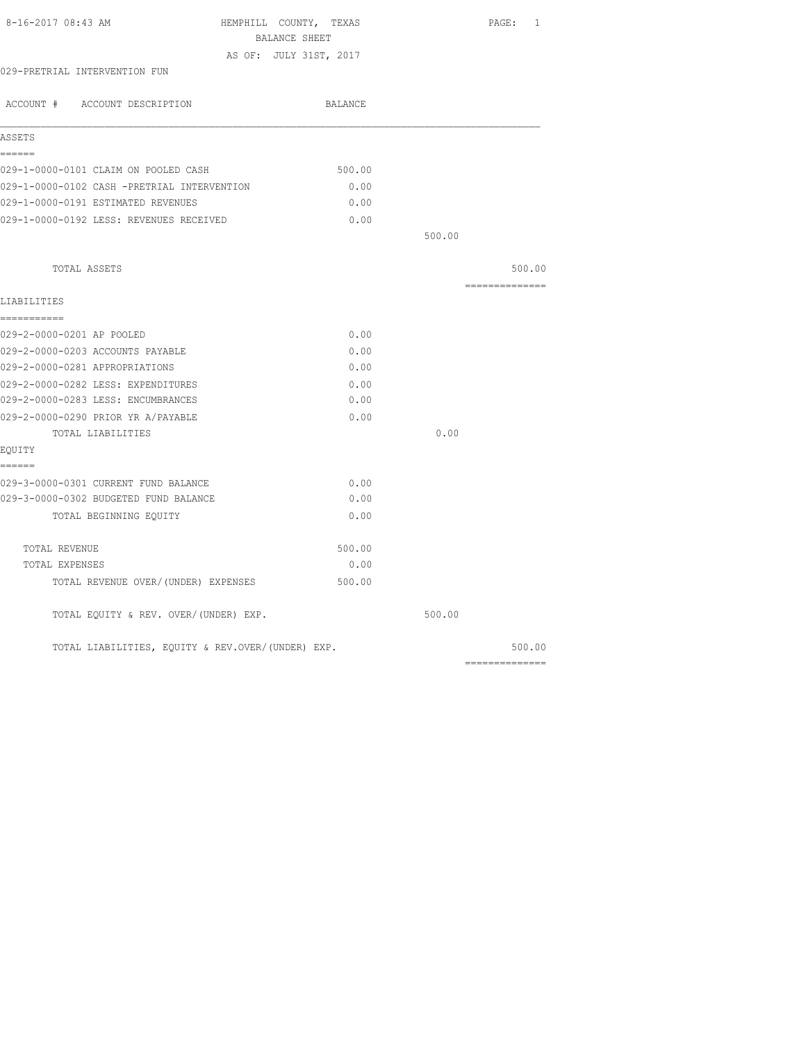HEMPHILL COUNTY, TEXAS

BALANCE SHEET

AS OF: JULY 31ST, 2017

029-PRETRIAL INTERVENTION FUN

| ACCOUNT # ACCOUNT DESCRIPTION | BALANCE | | |
|---|---|---|---|
| **ASSETS** | | | |
| 029-1-0000-0101 CLAIM ON POOLED CASH | 500.00 | | |
| 029-1-0000-0102 CASH -PRETRIAL INTERVENTION | 0.00 | | |
| 029-1-0000-0191 ESTIMATED REVENUES | 0.00 | | |
| 029-1-0000-0192 LESS: REVENUES RECEIVED | 0.00 | | |
| | | 500.00 | |
| TOTAL ASSETS | | | 500.00 |
| **LIABILITIES** | | | |
| 029-2-0000-0201 AP POOLED | 0.00 | | |
| 029-2-0000-0203 ACCOUNTS PAYABLE | 0.00 | | |
| 029-2-0000-0281 APPROPRIATIONS | 0.00 | | |
| 029-2-0000-0282 LESS: EXPENDITURES | 0.00 | | |
| 029-2-0000-0283 LESS: ENCUMBRANCES | 0.00 | | |
| 029-2-0000-0290 PRIOR YR A/PAYABLE | 0.00 | | |
| TOTAL LIABILITIES | | 0.00 | |
| **EQUITY** | | | |
| 029-3-0000-0301 CURRENT FUND BALANCE | 0.00 | | |
| 029-3-0000-0302 BUDGETED FUND BALANCE | 0.00 | | |
| TOTAL BEGINNING EQUITY | 0.00 | | |
| TOTAL REVENUE | 500.00 | | |
| TOTAL EXPENSES | 0.00 | | |
| TOTAL REVENUE OVER/(UNDER) EXPENSES | 500.00 | | |
| TOTAL EQUITY & REV. OVER/(UNDER) EXP. | | 500.00 | |
| TOTAL LIABILITIES, EQUITY & REV.OVER/(UNDER) EXP. | | | 500.00 |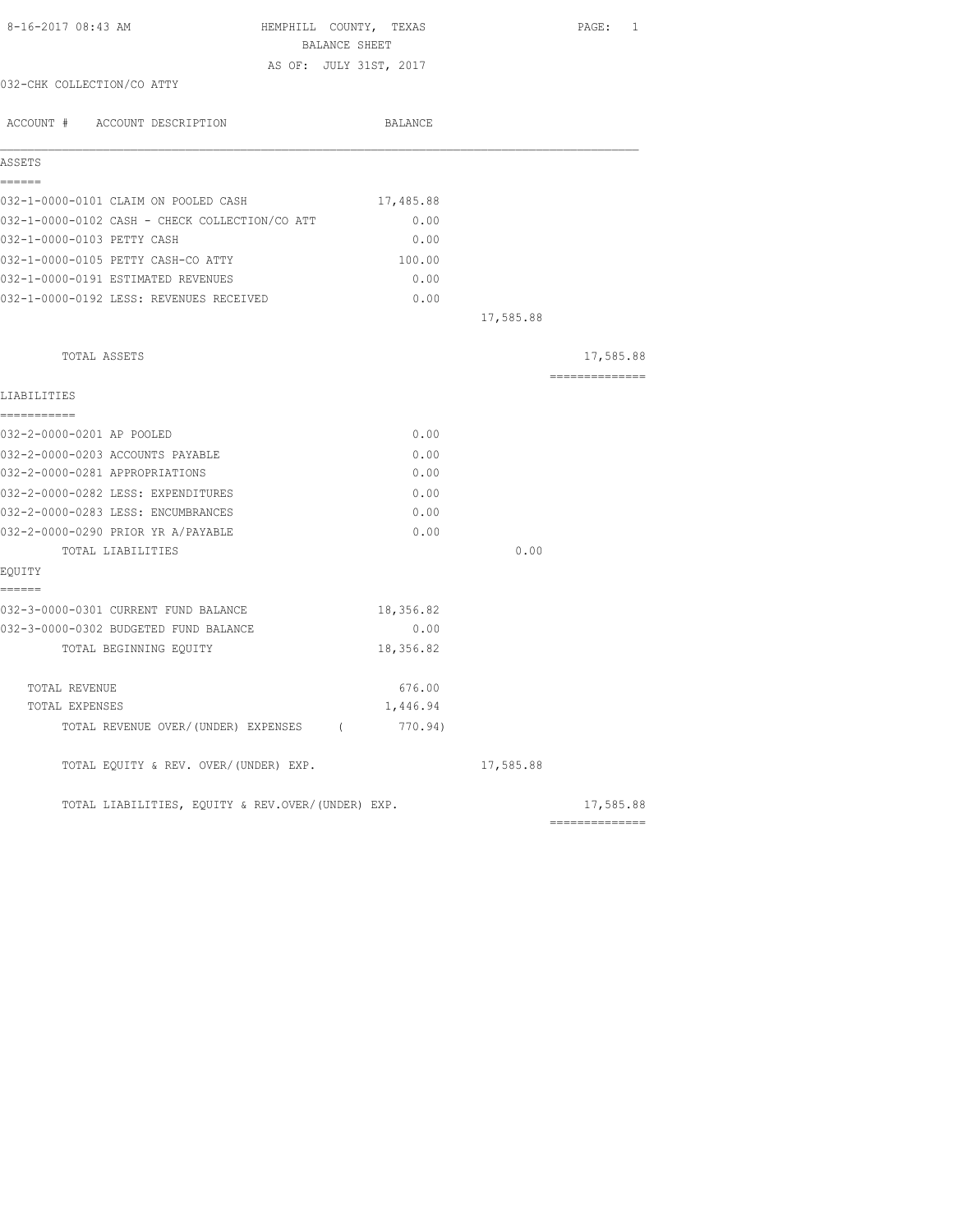8-16-2017 08:43 AM HEMPHILL COUNTY, TEXAS

BALANCE SHEET

AS OF: JULY 31ST, 2017

032-CHK COLLECTION/CO ATTY

| ACCOUNT # ACCOUNT DESCRIPTION | BALANCE | | |
|---|---|---|---|
| **ASSETS** | | | |
| 032-1-0000-0101 CLAIM ON POOLED CASH | 17,485.88 | | |
| 032-1-0000-0102 CASH - CHECK COLLECTION/CO ATT | 0.00 | | |
| 032-1-0000-0103 PETTY CASH | 0.00 | | |
| 032-1-0000-0105 PETTY CASH-CO ATTY | 100.00 | | |
| 032-1-0000-0191 ESTIMATED REVENUES | 0.00 | | |
| 032-1-0000-0192 LESS: REVENUES RECEIVED | 0.00 | | |
| | | 17,585.88 | |
| TOTAL ASSETS | | | 17,585.88 |
| **LIABILITIES** | | | |
| 032-2-0000-0201 AP POOLED | 0.00 | | |
| 032-2-0000-0203 ACCOUNTS PAYABLE | 0.00 | | |
| 032-2-0000-0281 APPROPRIATIONS | 0.00 | | |
| 032-2-0000-0282 LESS: EXPENDITURES | 0.00 | | |
| 032-2-0000-0283 LESS: ENCUMBRANCES | 0.00 | | |
| 032-2-0000-0290 PRIOR YR A/PAYABLE | 0.00 | | |
| TOTAL LIABILITIES | | 0.00 | |
| **EQUITY** | | | |
| 032-3-0000-0301 CURRENT FUND BALANCE | 18,356.82 | | |
| 032-3-0000-0302 BUDGETED FUND BALANCE | 0.00 | | |
| TOTAL BEGINNING EQUITY | 18,356.82 | | |
| TOTAL REVENUE | 676.00 | | |
| TOTAL EXPENSES | 1,446.94 | | |
| TOTAL REVENUE OVER/(UNDER) EXPENSES | ( 770.94) | | |
| TOTAL EQUITY & REV. OVER/(UNDER) EXP. | | 17,585.88 | |
| TOTAL LIABILITIES, EQUITY & REV.OVER/(UNDER) EXP. | | | 17,585.88 |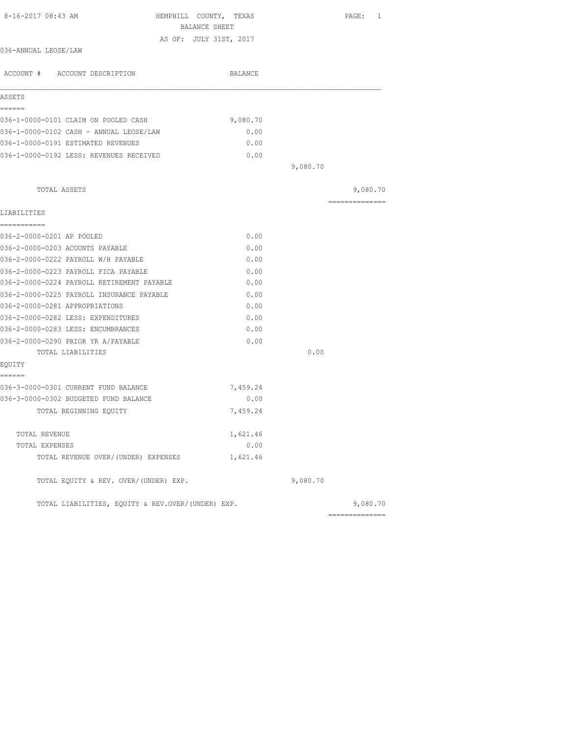8-16-2017 08:43 AM HEMPHILL COUNTY, TEXAS

BALANCE SHEET

AS OF: JULY 31ST, 2017

036-ANNUAL LEOSE/LAW

| ACCOUNT # ACCOUNT DESCRIPTION | BALANCE | | |
|---|---|---|---|
| **ASSETS** | | | |
| 036-1-0000-0101 CLAIM ON POOLED CASH | 9,080.70 | | |
| 036-1-0000-0102 CASH - ANNUAL LEOSE/LAW | 0.00 | | |
| 036-1-0000-0191 ESTIMATED REVENUES | 0.00 | | |
| 036-1-0000-0192 LESS: REVENUES RECEIVED | 0.00 | | |
| | | 9,080.70 | |
| TOTAL ASSETS | | | 9,080.70 |
| **LIABILITIES** | | | |
| 036-2-0000-0201 AP POOLED | 0.00 | | |
| 036-2-0000-0203 ACOUNTS PAYABLE | 0.00 | | |
| 036-2-0000-0222 PAYROLL W/H PAYABLE | 0.00 | | |
| 036-2-0000-0223 PAYROLL FICA PAYABLE | 0.00 | | |
| 036-2-0000-0224 PAYROLL RETIREMENT PAYABLE | 0.00 | | |
| 036-2-0000-0225 PAYROLL INSURANCE PAYABLE | 0.00 | | |
| 036-2-0000-0281 APPROPRIATIONS | 0.00 | | |
| 036-2-0000-0282 LESS: EXPENDITURES | 0.00 | | |
| 036-2-0000-0283 LESS: ENCUMBRANCES | 0.00 | | |
| 036-2-0000-0290 PRIOR YR A/PAYABLE | 0.00 | | |
| TOTAL LIABILITIES | | 0.00 | |
| **EQUITY** | | | |
| 036-3-0000-0301 CURRENT FUND BALANCE | 7,459.24 | | |
| 036-3-0000-0302 BUDGETED FUND BALANCE | 0.00 | | |
| TOTAL BEGINNING EQUITY | 7,459.24 | | |
| TOTAL REVENUE | 1,621.46 | | |
| TOTAL EXPENSES | 0.00 | | |
| TOTAL REVENUE OVER/(UNDER) EXPENSES | 1,621.46 | | |
| TOTAL EQUITY & REV. OVER/(UNDER) EXP. | | 9,080.70 | |
| TOTAL LIABILITIES, EQUITY & REV.OVER/(UNDER) EXP. | | | 9,080.70 |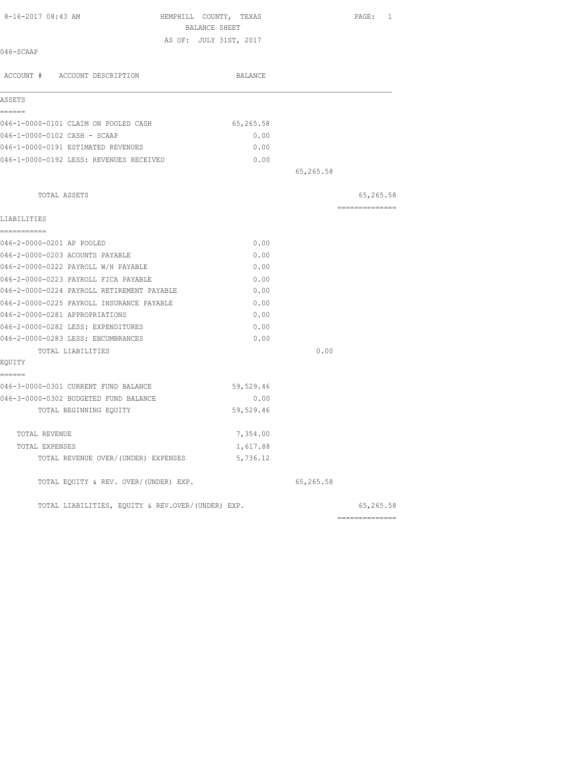HEMPHILL COUNTY, TEXAS
BALANCE SHEET
AS OF: JULY 31ST, 2017

046-SCAAP

| ACCOUNT # ACCOUNT DESCRIPTION | BALANCE | | |
|---|---|---|---|
| **ASSETS** | | | |
| 046-1-0000-0101 CLAIM ON POOLED CASH | 65,265.58 | | |
| 046-1-0000-0102 CASH - SCAAP | 0.00 | | |
| 046-1-0000-0191 ESTIMATED REVENUES | 0.00 | | |
| 046-1-0000-0192 LESS: REVENUES RECEIVED | 0.00 | | |
| | | 65,265.58 | |
| TOTAL ASSETS | | | 65,265.58 |
| **LIABILITIES** | | | |
| 046-2-0000-0201 AP POOLED | 0.00 | | |
| 046-2-0000-0203 ACOUNTS PAYABLE | 0.00 | | |
| 046-2-0000-0222 PAYROLL W/H PAYABLE | 0.00 | | |
| 046-2-0000-0223 PAYROLL FICA PAYABLE | 0.00 | | |
| 046-2-0000-0224 PAYROLL RETIREMENT PAYABLE | 0.00 | | |
| 046-2-0000-0225 PAYROLL INSURANCE PAYABLE | 0.00 | | |
| 046-2-0000-0281 APPROPRIATIONS | 0.00 | | |
| 046-2-0000-0282 LESS: EXPENDITURES | 0.00 | | |
| 046-2-0000-0283 LESS: ENCUMBRANCES | 0.00 | | |
| TOTAL LIABILITIES | | 0.00 | |
| **EQUITY** | | | |
| 046-3-0000-0301 CURRENT FUND BALANCE | 59,529.46 | | |
| 046-3-0000-0302 BUDGETED FUND BALANCE | 0.00 | | |
| TOTAL BEGINNING EQUITY | 59,529.46 | | |
| TOTAL REVENUE | 7,354.00 | | |
| TOTAL EXPENSES | 1,617.88 | | |
| TOTAL REVENUE OVER/(UNDER) EXPENSES | 5,736.12 | | |
| TOTAL EQUITY & REV. OVER/(UNDER) EXP. | | 65,265.58 | |
| TOTAL LIABILITIES, EQUITY & REV.OVER/(UNDER) EXP. | | | 65,265.58 |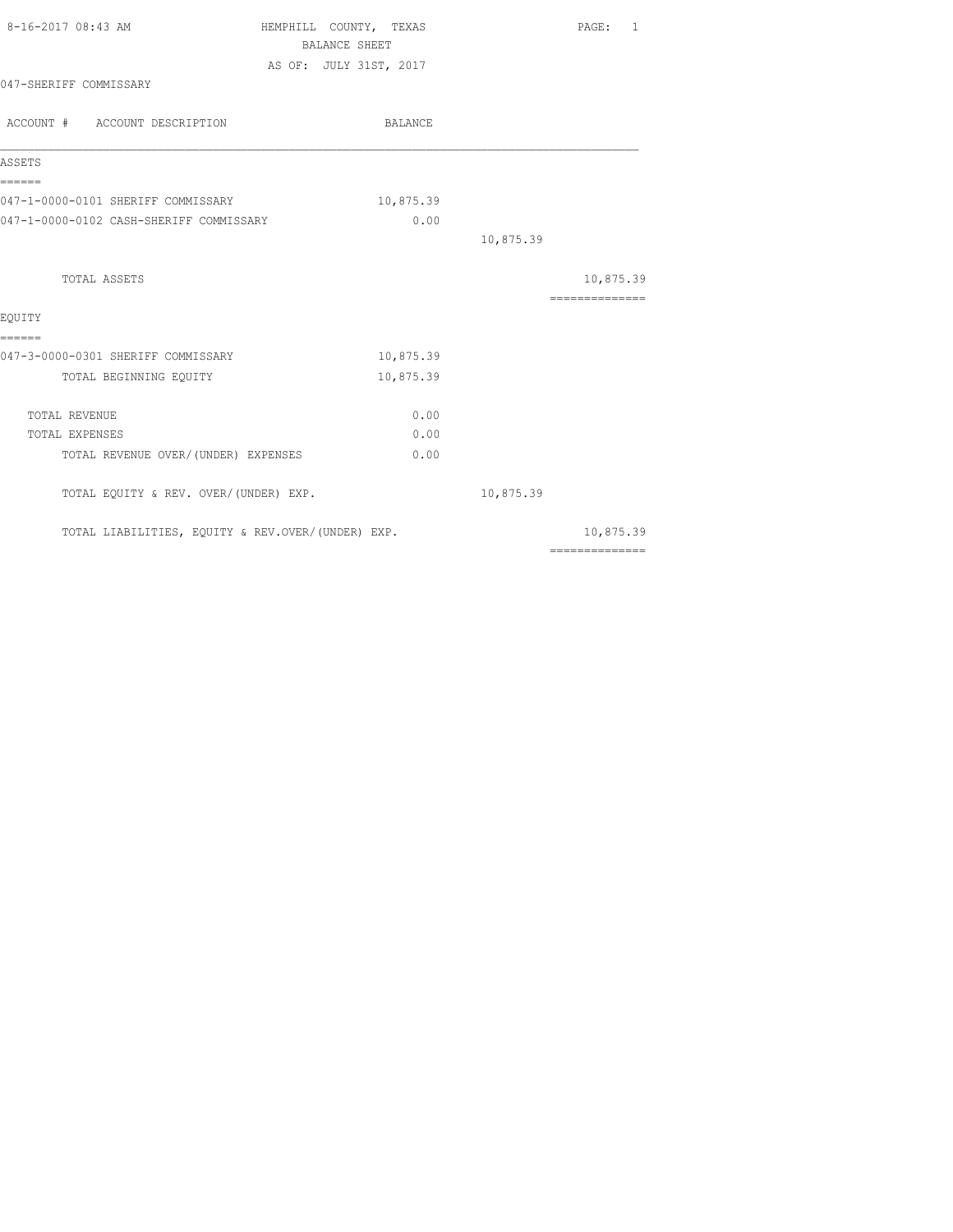8-16-2017 08:43 AM

# HEMPHILL COUNTY, TEXAS
## BALANCE SHEET
AS OF: JULY 31ST, 2017

047-SHERIFF COMMISSARY

| ACCOUNT # ACCOUNT DESCRIPTION | BALANCE | | |
|---|---|---|---|
| **ASSETS** | | | |
| 047-1-0000-0101 SHERIFF COMMISSARY | 10,875.39 | | |
| 047-1-0000-0102 CASH-SHERIFF COMMISSARY | 0.00 | | |
| | | 10,875.39 | |
| TOTAL ASSETS | | | 10,875.39 |
| **EQUITY** | | | |
| 047-3-0000-0301 SHERIFF COMMISSARY | 10,875.39 | | |
| TOTAL BEGINNING EQUITY | 10,875.39 | | |
| TOTAL REVENUE | 0.00 | | |
| TOTAL EXPENSES | 0.00 | | |
| TOTAL REVENUE OVER/(UNDER) EXPENSES | 0.00 | | |
| TOTAL EQUITY & REV. OVER/(UNDER) EXP. | | 10,875.39 | |
| TOTAL LIABILITIES, EQUITY & REV.OVER/(UNDER) EXP. | | | 10,875.39 |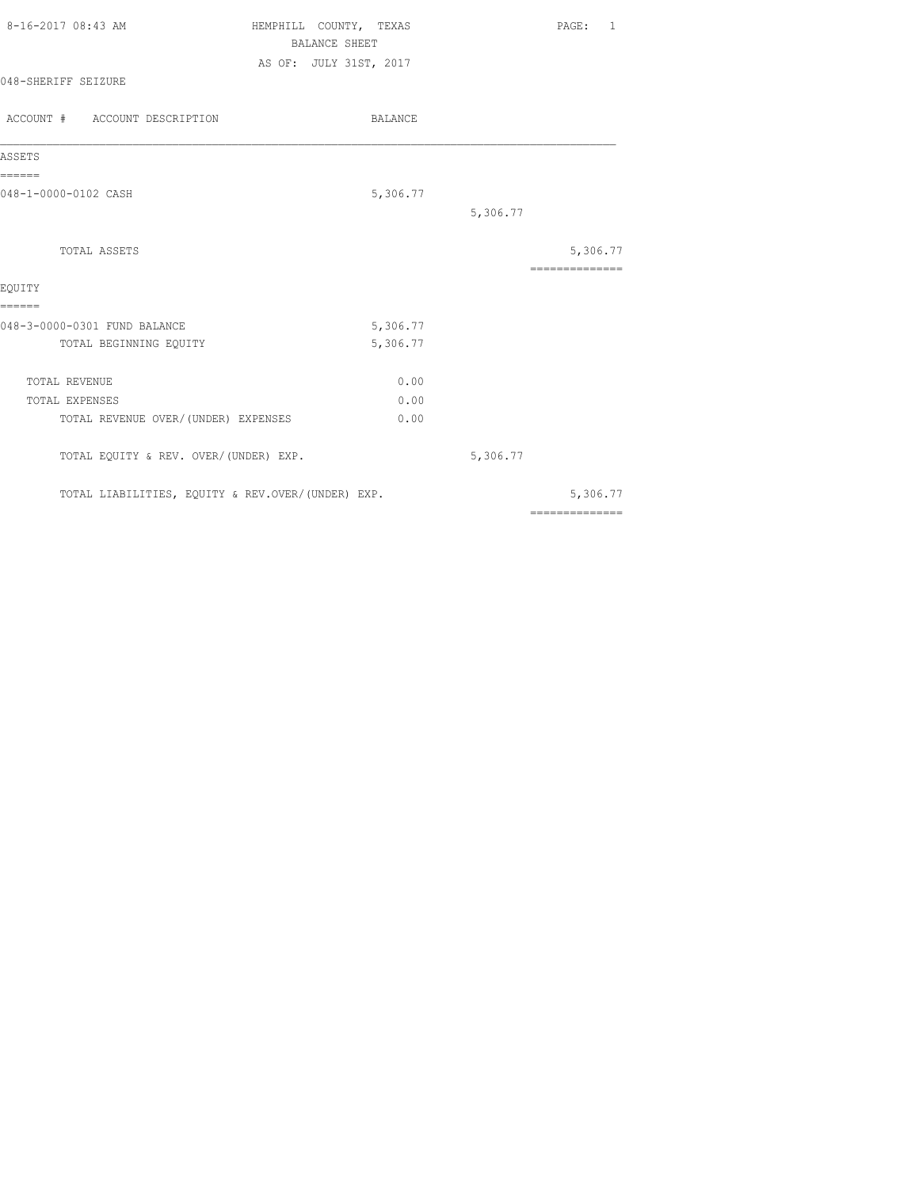8-16-2017 08:43 AM

# HEMPHILL COUNTY, TEXAS

## BALANCE SHEET

AS OF: JULY 31ST, 2017

048-SHERIFF SEIZURE

| ACCOUNT # ACCOUNT DESCRIPTION | BALANCE | | |
|---|---|---|---|
| **ASSETS** | | | |
| 048-1-0000-0102 CASH | 5,306.77 | | |
| | | 5,306.77 | |
| TOTAL ASSETS | | | 5,306.77 |
| **EQUITY** | | | |
| 048-3-0000-0301 FUND BALANCE | 5,306.77 | | |
| TOTAL BEGINNING EQUITY | 5,306.77 | | |
| TOTAL REVENUE | 0.00 | | |
| TOTAL EXPENSES | 0.00 | | |
| TOTAL REVENUE OVER/(UNDER) EXPENSES | 0.00 | | |
| TOTAL EQUITY & REV. OVER/(UNDER) EXP. | | 5,306.77 | |
| TOTAL LIABILITIES, EQUITY & REV.OVER/(UNDER) EXP. | | | 5,306.77 |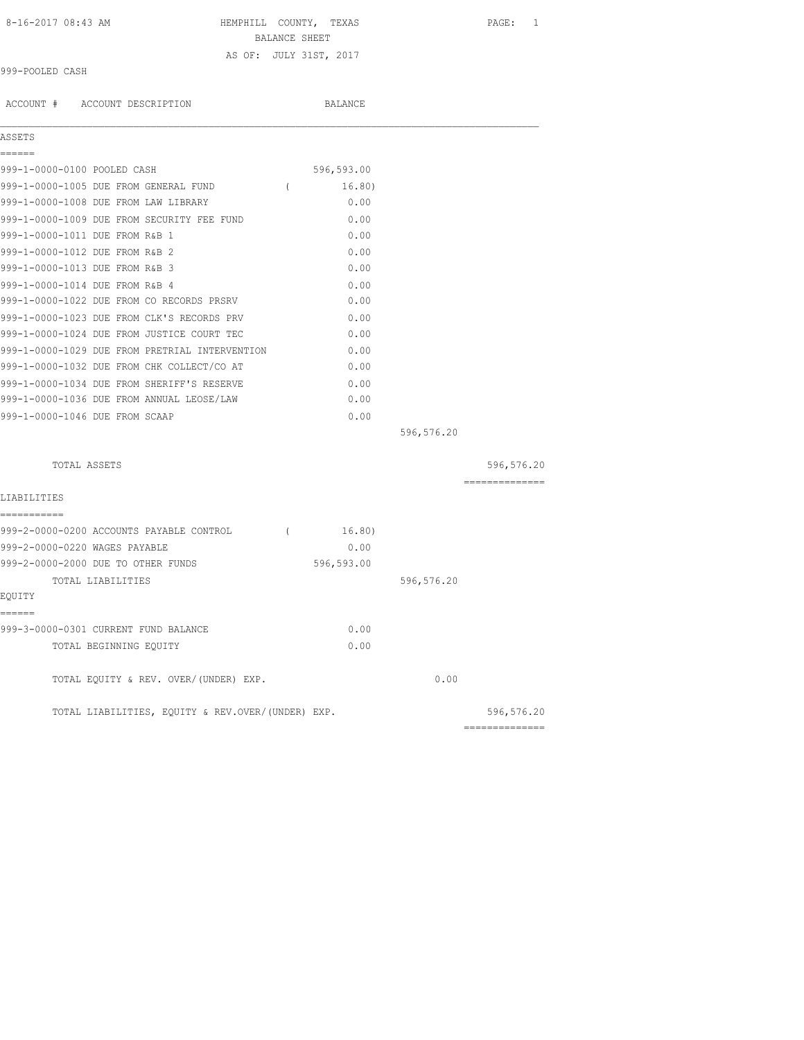8-16-2017 08:43 AM

# HEMPHILL COUNTY, TEXAS

## BALANCE SHEET

AS OF: JULY 31ST, 2017

999-POOLED CASH

| ACCOUNT # ACCOUNT DESCRIPTION | BALANCE | | |
|---|---|---|---|
| **ASSETS** | | | |
| 999-1-0000-0100 POOLED CASH | 596,593.00 | | |
| 999-1-0000-1005 DUE FROM GENERAL FUND | ( 16.80) | | |
| 999-1-0000-1008 DUE FROM LAW LIBRARY | 0.00 | | |
| 999-1-0000-1009 DUE FROM SECURITY FEE FUND | 0.00 | | |
| 999-1-0000-1011 DUE FROM R&B 1 | 0.00 | | |
| 999-1-0000-1012 DUE FROM R&B 2 | 0.00 | | |
| 999-1-0000-1013 DUE FROM R&B 3 | 0.00 | | |
| 999-1-0000-1014 DUE FROM R&B 4 | 0.00 | | |
| 999-1-0000-1022 DUE FROM CO RECORDS PRSRV | 0.00 | | |
| 999-1-0000-1023 DUE FROM CLK'S RECORDS PRV | 0.00 | | |
| 999-1-0000-1024 DUE FROM JUSTICE COURT TEC | 0.00 | | |
| 999-1-0000-1029 DUE FROM PRETRIAL INTERVENTION | 0.00 | | |
| 999-1-0000-1032 DUE FROM CHK COLLECT/CO AT | 0.00 | | |
| 999-1-0000-1034 DUE FROM SHERIFF'S RESERVE | 0.00 | | |
| 999-1-0000-1036 DUE FROM ANNUAL LEOSE/LAW | 0.00 | | |
| 999-1-0000-1046 DUE FROM SCAAP | 0.00 | | |
| | | 596,576.20 | |
| TOTAL ASSETS | | | 596,576.20 |
| **LIABILITIES** | | | |
| 999-2-0000-0200 ACCOUNTS PAYABLE CONTROL | ( 16.80) | | |
| 999-2-0000-0220 WAGES PAYABLE | 0.00 | | |
| 999-2-0000-2000 DUE TO OTHER FUNDS | 596,593.00 | | |
| TOTAL LIABILITIES | | 596,576.20 | |
| **EQUITY** | | | |
| 999-3-0000-0301 CURRENT FUND BALANCE | 0.00 | | |
| TOTAL BEGINNING EQUITY | 0.00 | | |
| TOTAL EQUITY & REV. OVER/(UNDER) EXP. | | 0.00 | |
| TOTAL LIABILITIES, EQUITY & REV.OVER/(UNDER) EXP. | | | 596,576.20 |